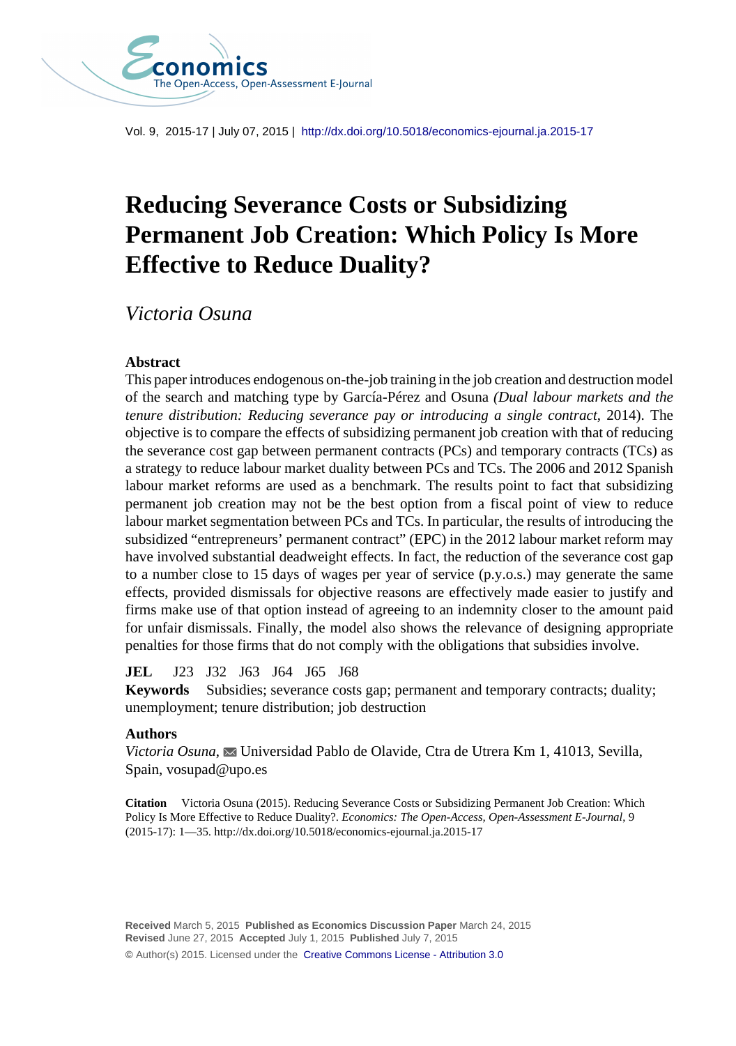Vol. 9, 2015-17 | July 07, 2015 | http://dx.doi.org/10.5018/economics-ejournal.ja.2015-17

# Reducing Severance Costs or Subsidizing Permanent Job Creation: Which Policy Is More Effective to Reduce Duality?

*Victoria Osuna*

## Abstract

This paper introduces endogenous on-the-job training in the job creation and destruction model of the search and matching type by García-Pérez and Osuna *(Dual labour markets and the tenure distribution: Reducing severance pay or introducing a single contract*, 2014). The objective is to compare the effects of subsidizing permanent job creation with that of reducing the severance cost gap between permanent contracts (PCs) and temporary contracts (TCs) as a strategy to reduce labour market duality between PCs and TCs. The 2006 and 2012 Spanish labour market reforms are used as a benchmark. The results point to fact that subsidizing permanent job creation may not be the best option from a fiscal point of view to reduce labour market segmentation between PCs and TCs. In particular, the results of introducing the subsidized "entrepreneurs' permanent contract" (EPC) in the 2012 labour market reform may have involved substantial deadweight effects. In fact, the reduction of the severance cost gap to a number close to 15 days of wages per year of service (p.y.o.s.) may generate the same effects, provided dismissals for objective reasons are effectively made easier to justify and firms make use of that option instead of agreeing to an indemnity closer to the amount paid for unfair dismissals. Finally, the model also shows the relevance of designing appropriate penalties for those firms that do not comply with the obligations that subsidies involve.

**JEL** J23 J32 J63 J64 J65 J68

**Keywords** Subsidies; severance costs gap; permanent and temporary contracts; duality; unemployment; tenure distribution; job destruction

## Authors

*Victoria Osuna*, Universidad Pablo de Olavide, Ctra de Utrera Km 1, 41013, Sevilla, Spain, vosupad@upo.es

**Citation** Victoria Osuna (2015). Reducing Severance Costs or Subsidizing Permanent Job Creation: Which Policy Is More Effective to Reduce Duality?. *Economics: The Open-Access, Open-Assessment E-Journal*, 9 (2015-17): 1—35. http://dx.doi.org/10.5018/economics-ejournal.ja.2015-17

**Received** March 5, 2015 **Published as Economics Discussion Paper** March 24, 2015
**Revised** June 27, 2015 **Accepted** July 1, 2015 **Published** July 7, 2015

© Author(s) 2015. Licensed under the Creative Commons License - Attribution 3.0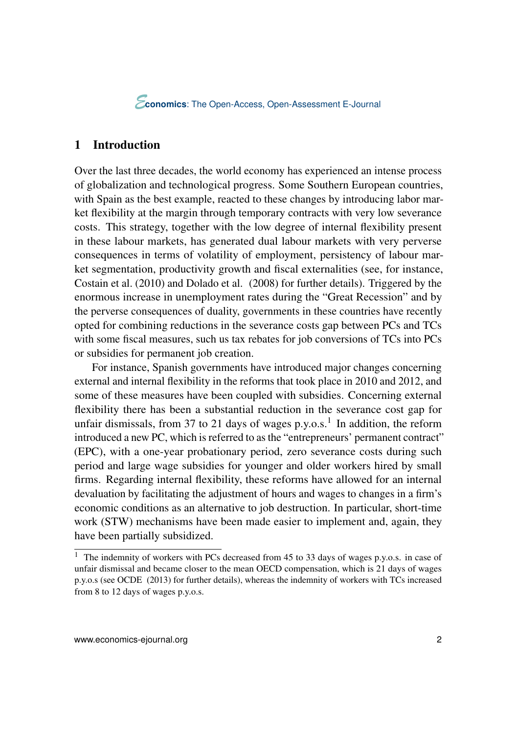## 1 Introduction

Over the last three decades, the world economy has experienced an intense process of globalization and technological progress. Some Southern European countries, with Spain as the best example, reacted to these changes by introducing labor market flexibility at the margin through temporary contracts with very low severance costs. This strategy, together with the low degree of internal flexibility present in these labour markets, has generated dual labour markets with very perverse consequences in terms of volatility of employment, persistency of labour market segmentation, productivity growth and fiscal externalities (see, for instance, Costain et al. (2010) and Dolado et al. (2008) for further details). Triggered by the enormous increase in unemployment rates during the "Great Recession" and by the perverse consequences of duality, governments in these countries have recently opted for combining reductions in the severance costs gap between PCs and TCs with some fiscal measures, such us tax rebates for job conversions of TCs into PCs or subsidies for permanent job creation.

For instance, Spanish governments have introduced major changes concerning external and internal flexibility in the reforms that took place in 2010 and 2012, and some of these measures have been coupled with subsidies. Concerning external flexibility there has been a substantial reduction in the severance cost gap for unfair dismissals, from 37 to 21 days of wages p.y.o.s.[1] In addition, the reform introduced a new PC, which is referred to as the "entrepreneurs' permanent contract" (EPC), with a one-year probationary period, zero severance costs during such period and large wage subsidies for younger and older workers hired by small firms. Regarding internal flexibility, these reforms have allowed for an internal devaluation by facilitating the adjustment of hours and wages to changes in a firm's economic conditions as an alternative to job destruction. In particular, short-time work (STW) mechanisms have been made easier to implement and, again, they have been partially subsidized.

[1] The indemnity of workers with PCs decreased from 45 to 33 days of wages p.y.o.s. in case of unfair dismissal and became closer to the mean OECD compensation, which is 21 days of wages p.y.o.s (see OCDE (2013) for further details), whereas the indemnity of workers with TCs increased from 8 to 12 days of wages p.y.o.s.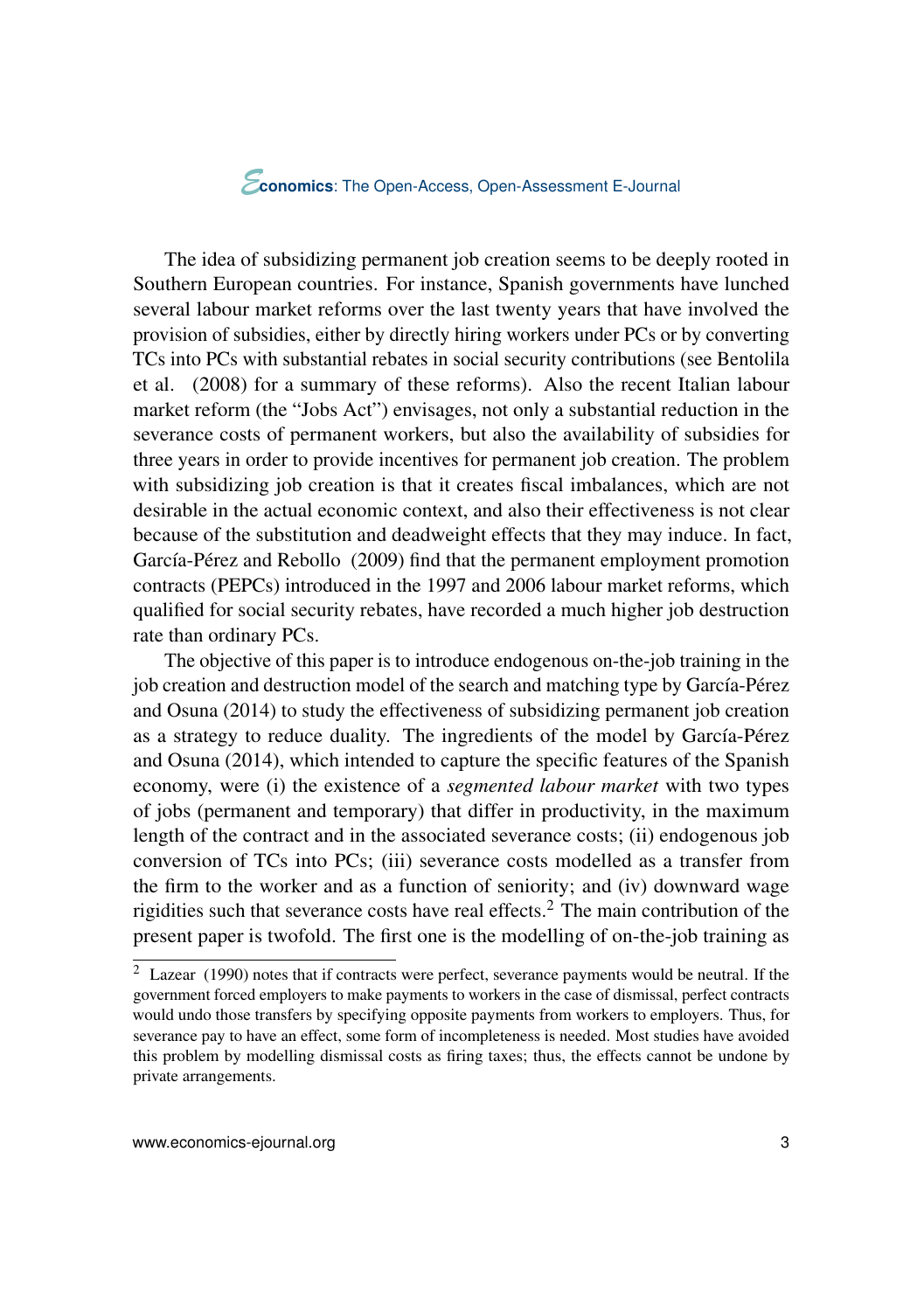The idea of subsidizing permanent job creation seems to be deeply rooted in Southern European countries. For instance, Spanish governments have lunched several labour market reforms over the last twenty years that have involved the provision of subsidies, either by directly hiring workers under PCs or by converting TCs into PCs with substantial rebates in social security contributions (see Bentolila et al. (2008) for a summary of these reforms). Also the recent Italian labour market reform (the "Jobs Act") envisages, not only a substantial reduction in the severance costs of permanent workers, but also the availability of subsidies for three years in order to provide incentives for permanent job creation. The problem with subsidizing job creation is that it creates fiscal imbalances, which are not desirable in the actual economic context, and also their effectiveness is not clear because of the substitution and deadweight effects that they may induce. In fact, García-Pérez and Rebollo (2009) find that the permanent employment promotion contracts (PEPCs) introduced in the 1997 and 2006 labour market reforms, which qualified for social security rebates, have recorded a much higher job destruction rate than ordinary PCs.

The objective of this paper is to introduce endogenous on-the-job training in the job creation and destruction model of the search and matching type by García-Pérez and Osuna (2014) to study the effectiveness of subsidizing permanent job creation as a strategy to reduce duality. The ingredients of the model by García-Pérez and Osuna (2014), which intended to capture the specific features of the Spanish economy, were (i) the existence of a *segmented labour market* with two types of jobs (permanent and temporary) that differ in productivity, in the maximum length of the contract and in the associated severance costs; (ii) endogenous job conversion of TCs into PCs; (iii) severance costs modelled as a transfer from the firm to the worker and as a function of seniority; and (iv) downward wage rigidities such that severance costs have real effects.[2] The main contribution of the present paper is twofold. The first one is the modelling of on-the-job training as

[2] Lazear (1990) notes that if contracts were perfect, severance payments would be neutral. If the government forced employers to make payments to workers in the case of dismissal, perfect contracts would undo those transfers by specifying opposite payments from workers to employers. Thus, for severance pay to have an effect, some form of incompleteness is needed. Most studies have avoided this problem by modelling dismissal costs as firing taxes; thus, the effects cannot be undone by private arrangements.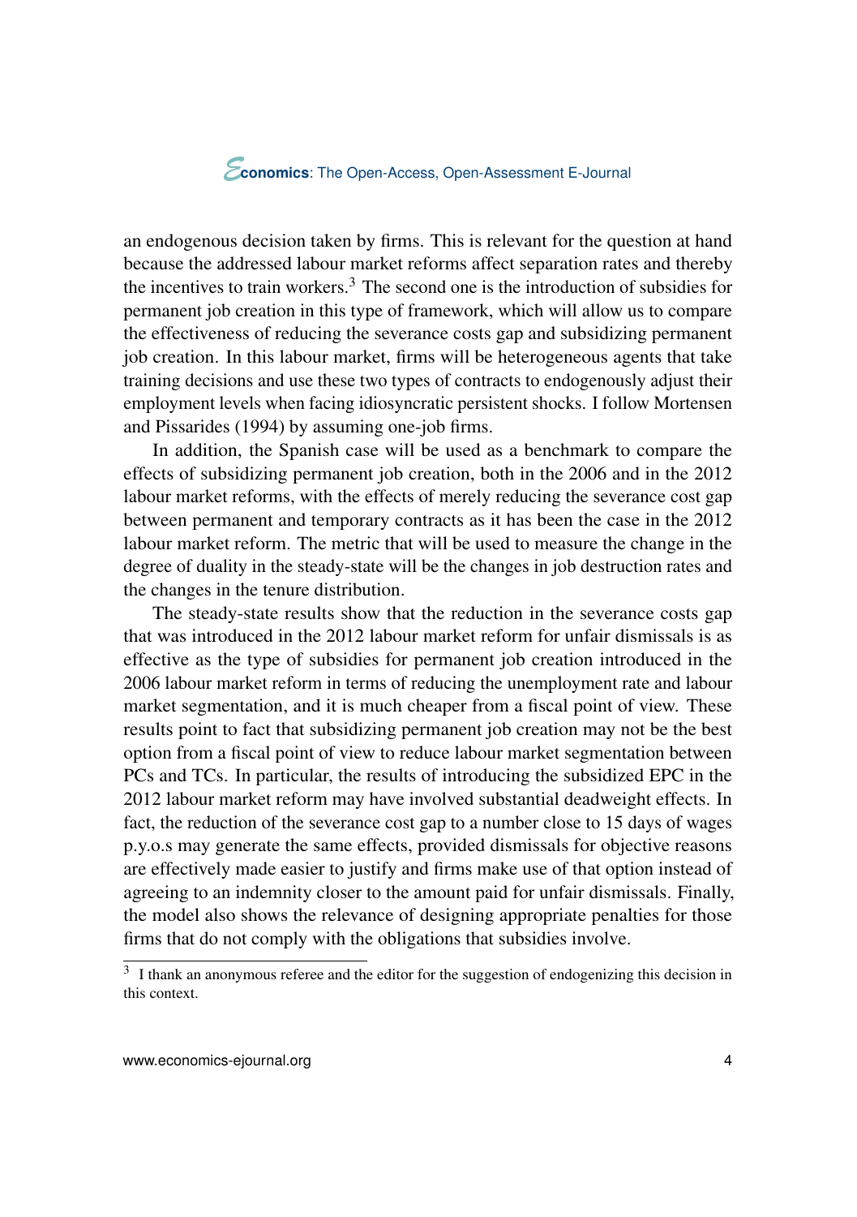an endogenous decision taken by firms. This is relevant for the question at hand because the addressed labour market reforms affect separation rates and thereby the incentives to train workers.[3] The second one is the introduction of subsidies for permanent job creation in this type of framework, which will allow us to compare the effectiveness of reducing the severance costs gap and subsidizing permanent job creation. In this labour market, firms will be heterogeneous agents that take training decisions and use these two types of contracts to endogenously adjust their employment levels when facing idiosyncratic persistent shocks. I follow Mortensen and Pissarides (1994) by assuming one-job firms.

In addition, the Spanish case will be used as a benchmark to compare the effects of subsidizing permanent job creation, both in the 2006 and in the 2012 labour market reforms, with the effects of merely reducing the severance cost gap between permanent and temporary contracts as it has been the case in the 2012 labour market reform. The metric that will be used to measure the change in the degree of duality in the steady-state will be the changes in job destruction rates and the changes in the tenure distribution.

The steady-state results show that the reduction in the severance costs gap that was introduced in the 2012 labour market reform for unfair dismissals is as effective as the type of subsidies for permanent job creation introduced in the 2006 labour market reform in terms of reducing the unemployment rate and labour market segmentation, and it is much cheaper from a fiscal point of view. These results point to fact that subsidizing permanent job creation may not be the best option from a fiscal point of view to reduce labour market segmentation between PCs and TCs. In particular, the results of introducing the subsidized EPC in the 2012 labour market reform may have involved substantial deadweight effects. In fact, the reduction of the severance cost gap to a number close to 15 days of wages p.y.o.s may generate the same effects, provided dismissals for objective reasons are effectively made easier to justify and firms make use of that option instead of agreeing to an indemnity closer to the amount paid for unfair dismissals. Finally, the model also shows the relevance of designing appropriate penalties for those firms that do not comply with the obligations that subsidies involve.

[3] I thank an anonymous referee and the editor for the suggestion of endogenizing this decision in this context.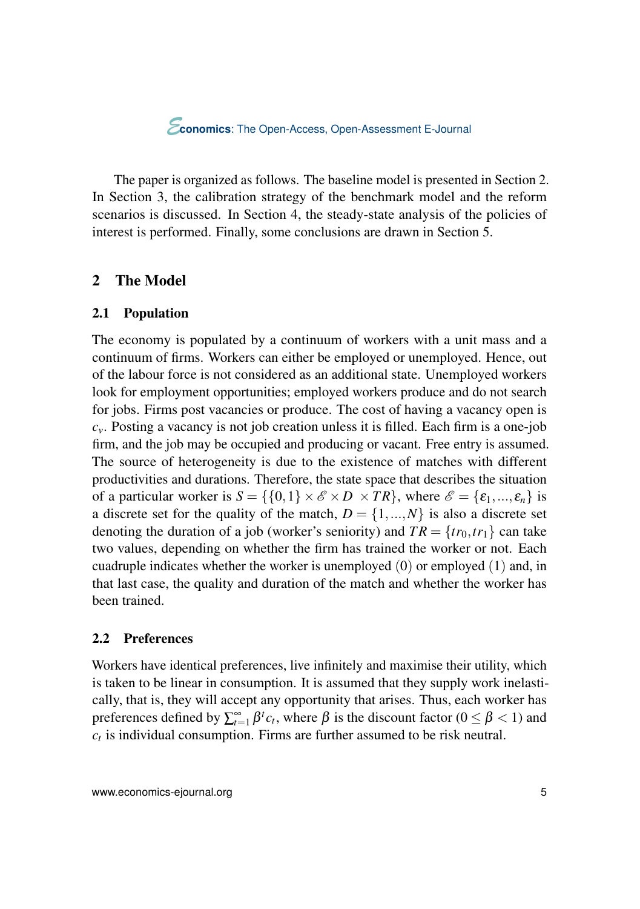The paper is organized as follows. The baseline model is presented in Section 2. In Section 3, the calibration strategy of the benchmark model and the reform scenarios is discussed. In Section 4, the steady-state analysis of the policies of interest is performed. Finally, some conclusions are drawn in Section 5.

## 2 The Model

### 2.1 Population

The economy is populated by a continuum of workers with a unit mass and a continuum of firms. Workers can either be employed or unemployed. Hence, out of the labour force is not considered as an additional state. Unemployed workers look for employment opportunities; employed workers produce and do not search for jobs. Firms post vacancies or produce. The cost of having a vacancy open is $c_v$. Posting a vacancy is not job creation unless it is filled. Each firm is a one-job firm, and the job may be occupied and producing or vacant. Free entry is assumed. The source of heterogeneity is due to the existence of matches with different productivities and durations. Therefore, the state space that describes the situation of a particular worker is $S = \{\{0,1\} \times \mathscr{E} \times D \times TR\}$, where $\mathscr{E} = \{\varepsilon_1, ..., \varepsilon_n\}$ is a discrete set for the quality of the match, $D = \{1, ..., N\}$ is also a discrete set denoting the duration of a job (worker's seniority) and $TR = \{tr_0, tr_1\}$ can take two values, depending on whether the firm has trained the worker or not. Each cuadruple indicates whether the worker is unemployed $(0)$ or employed $(1)$ and, in that last case, the quality and duration of the match and whether the worker has been trained.

### 2.2 Preferences

Workers have identical preferences, live infinitely and maximise their utility, which is taken to be linear in consumption. It is assumed that they supply work inelastically, that is, they will accept any opportunity that arises. Thus, each worker has preferences defined by $\sum_{t=1}^{\infty} \beta^t c_t$, where $\beta$ is the discount factor ($0 \leq \beta < 1$) and $c_t$ is individual consumption. Firms are further assumed to be risk neutral.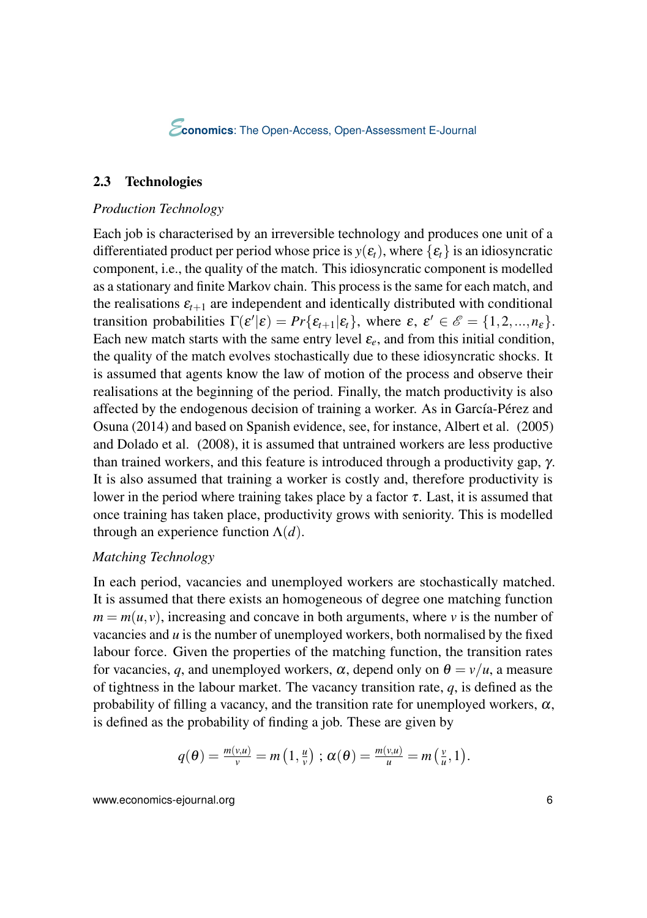### 2.3 Technologies

*Production Technology*

Each job is characterised by an irreversible technology and produces one unit of a differentiated product per period whose price is $y(\varepsilon_t)$, where $\{\varepsilon_t\}$ is an idiosyncratic component, i.e., the quality of the match. This idiosyncratic component is modelled as a stationary and finite Markov chain. This process is the same for each match, and the realisations $\varepsilon_{t+1}$ are independent and identically distributed with conditional transition probabilities $\Gamma(\varepsilon'|\varepsilon) = Pr\{\varepsilon_{t+1}|\varepsilon_t\}$, where $\varepsilon,\ \varepsilon' \in \mathscr{E} = \{1, 2, ..., n_\varepsilon\}$. Each new match starts with the same entry level $\varepsilon_e$, and from this initial condition, the quality of the match evolves stochastically due to these idiosyncratic shocks. It is assumed that agents know the law of motion of the process and observe their realisations at the beginning of the period. Finally, the match productivity is also affected by the endogenous decision of training a worker. As in García-Pérez and Osuna (2014) and based on Spanish evidence, see, for instance, Albert et al. (2005) and Dolado et al. (2008), it is assumed that untrained workers are less productive than trained workers, and this feature is introduced through a productivity gap, $\gamma$. It is also assumed that training a worker is costly and, therefore productivity is lower in the period where training takes place by a factor $\tau$. Last, it is assumed that once training has taken place, productivity grows with seniority. This is modelled through an experience function $\Lambda(d)$.

*Matching Technology*

In each period, vacancies and unemployed workers are stochastically matched. It is assumed that there exists an homogeneous of degree one matching function $m = m(u, v)$, increasing and concave in both arguments, where $v$ is the number of vacancies and $u$ is the number of unemployed workers, both normalised by the fixed labour force. Given the properties of the matching function, the transition rates for vacancies, $q$, and unemployed workers, $\alpha$, depend only on $\theta = v/u$, a measure of tightness in the labour market. The vacancy transition rate, $q$, is defined as the probability of filling a vacancy, and the transition rate for unemployed workers, $\alpha$, is defined as the probability of finding a job. These are given by

$$q(\theta) = \tfrac{m(v,u)}{v} = m\left(1, \tfrac{u}{v}\right)\ ;\ \alpha(\theta) = \tfrac{m(v,u)}{u} = m\left(\tfrac{v}{u}, 1\right).$$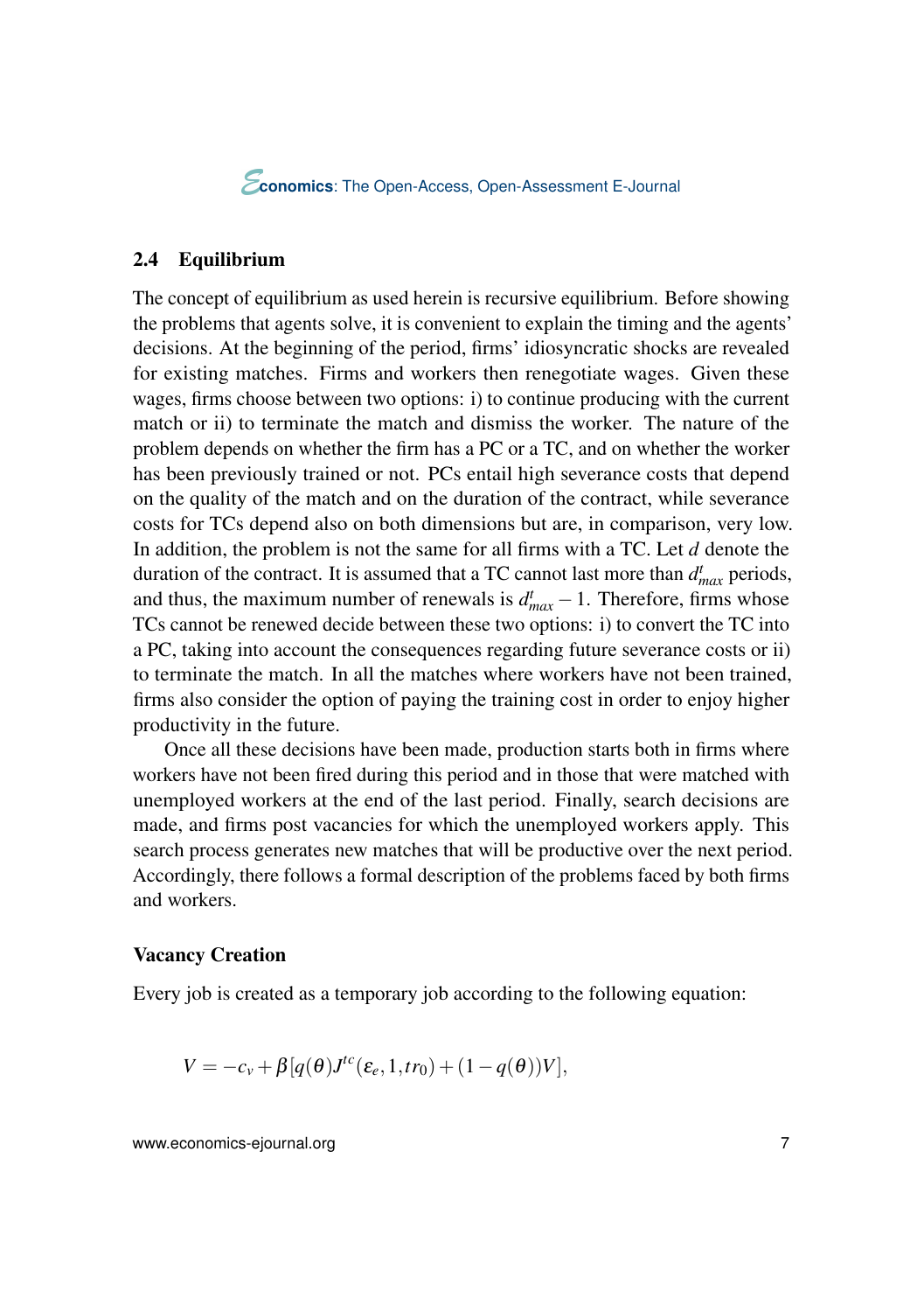### 2.4 Equilibrium

The concept of equilibrium as used herein is recursive equilibrium. Before showing the problems that agents solve, it is convenient to explain the timing and the agents' decisions. At the beginning of the period, firms' idiosyncratic shocks are revealed for existing matches. Firms and workers then renegotiate wages. Given these wages, firms choose between two options: i) to continue producing with the current match or ii) to terminate the match and dismiss the worker. The nature of the problem depends on whether the firm has a PC or a TC, and on whether the worker has been previously trained or not. PCs entail high severance costs that depend on the quality of the match and on the duration of the contract, while severance costs for TCs depend also on both dimensions but are, in comparison, very low. In addition, the problem is not the same for all firms with a TC. Let $d$ denote the duration of the contract. It is assumed that a TC cannot last more than $d^t_{max}$ periods, and thus, the maximum number of renewals is $d^t_{max} - 1$. Therefore, firms whose TCs cannot be renewed decide between these two options: i) to convert the TC into a PC, taking into account the consequences regarding future severance costs or ii) to terminate the match. In all the matches where workers have not been trained, firms also consider the option of paying the training cost in order to enjoy higher productivity in the future.

Once all these decisions have been made, production starts both in firms where workers have not been fired during this period and in those that were matched with unemployed workers at the end of the last period. Finally, search decisions are made, and firms post vacancies for which the unemployed workers apply. This search process generates new matches that will be productive over the next period. Accordingly, there follows a formal description of the problems faced by both firms and workers.

#### Vacancy Creation

Every job is created as a temporary job according to the following equation:

$$V = -c_v + \beta[q(\theta)J^{tc}(\varepsilon_e, 1, tr_0) + (1 - q(\theta))V],$$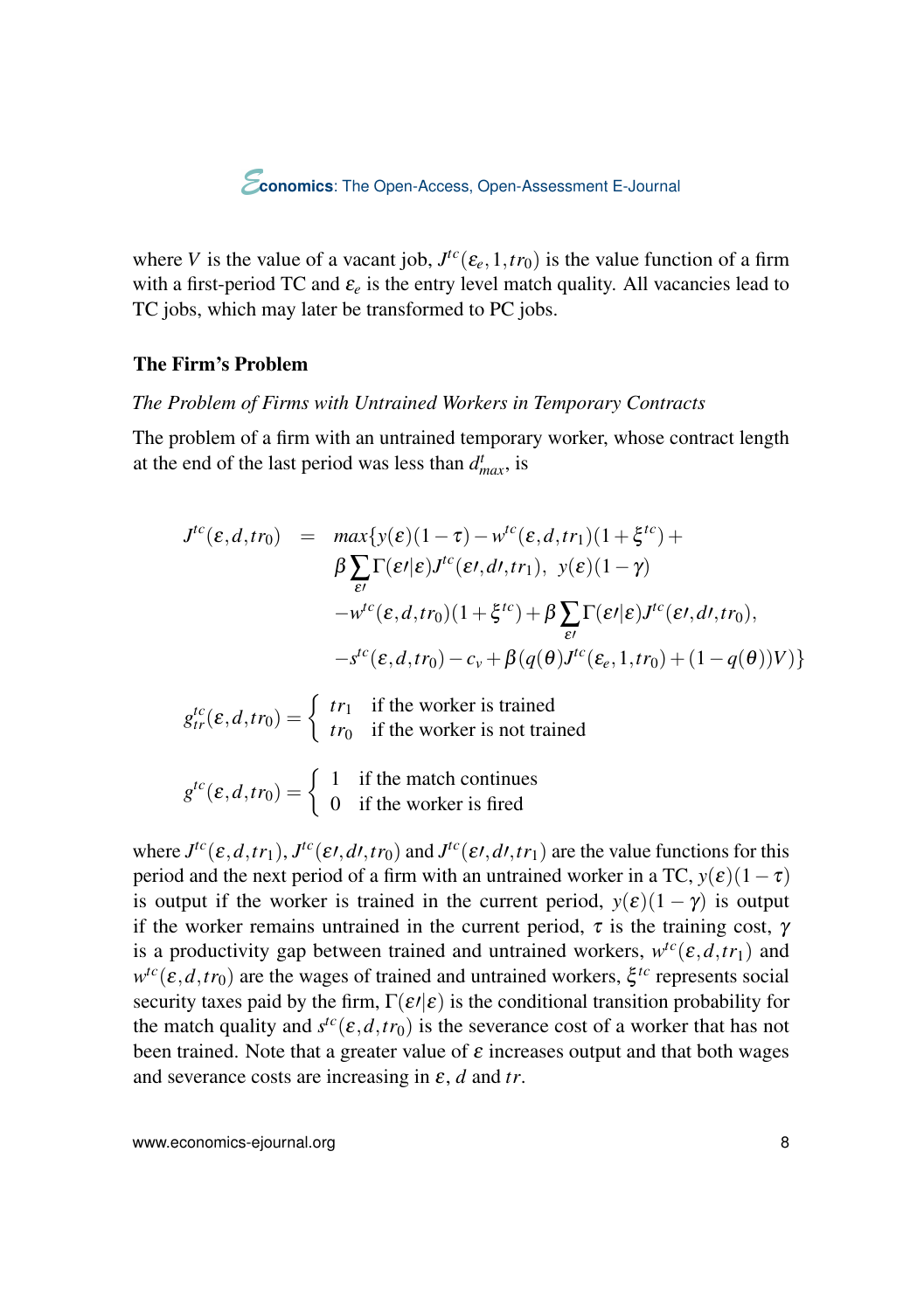where $V$ is the value of a vacant job, $J^{tc}(\varepsilon_e, 1, tr_0)$ is the value function of a firm with a first-period TC and $\varepsilon_e$ is the entry level match quality. All vacancies lead to TC jobs, which may later be transformed to PC jobs.

### The Firm's Problem

*The Problem of Firms with Untrained Workers in Temporary Contracts*

The problem of a firm with an untrained temporary worker, whose contract length at the end of the last period was less than $d^t_{max}$, is

$$
\begin{aligned}
J^{tc}(\varepsilon, d, tr_0) \quad = \quad & max\{y(\varepsilon)(1-\tau) - w^{tc}(\varepsilon, d, tr_1)(1+\xi^{tc}) + \\
& \beta \sum_{\varepsilon\prime} \Gamma(\varepsilon\prime|\varepsilon) J^{tc}(\varepsilon\prime, d\prime, tr_1),\ \ y(\varepsilon)(1-\gamma) \\
& - w^{tc}(\varepsilon, d, tr_0)(1+\xi^{tc}) + \beta \sum_{\varepsilon\prime} \Gamma(\varepsilon\prime|\varepsilon) J^{tc}(\varepsilon\prime, d\prime, tr_0), \\
& - s^{tc}(\varepsilon, d, tr_0) - c_v + \beta(q(\theta) J^{tc}(\varepsilon_e, 1, tr_0) + (1-q(\theta))V)\}
\end{aligned}
$$

$$
g^{tc}_{tr}(\varepsilon, d, tr_0) = \begin{cases} tr_1 & \text{if the worker is trained} \\ tr_0 & \text{if the worker is not trained} \end{cases}
$$

$$
g^{tc}(\varepsilon, d, tr_0) = \begin{cases} 1 & \text{if the match continues} \\ 0 & \text{if the worker is fired} \end{cases}
$$

where $J^{tc}(\varepsilon, d, tr_1)$, $J^{tc}(\varepsilon\prime, d\prime, tr_0)$ and $J^{tc}(\varepsilon\prime, d\prime, tr_1)$ are the value functions for this period and the next period of a firm with an untrained worker in a TC, $y(\varepsilon)(1-\tau)$ is output if the worker is trained in the current period, $y(\varepsilon)(1-\gamma)$ is output if the worker remains untrained in the current period, $\tau$ is the training cost, $\gamma$ is a productivity gap between trained and untrained workers, $w^{tc}(\varepsilon, d, tr_1)$ and $w^{tc}(\varepsilon, d, tr_0)$ are the wages of trained and untrained workers, $\xi^{tc}$ represents social security taxes paid by the firm, $\Gamma(\varepsilon\prime|\varepsilon)$ is the conditional transition probability for the match quality and $s^{tc}(\varepsilon, d, tr_0)$ is the severance cost of a worker that has not been trained. Note that a greater value of $\varepsilon$ increases output and that both wages and severance costs are increasing in $\varepsilon$, $d$ and $tr$.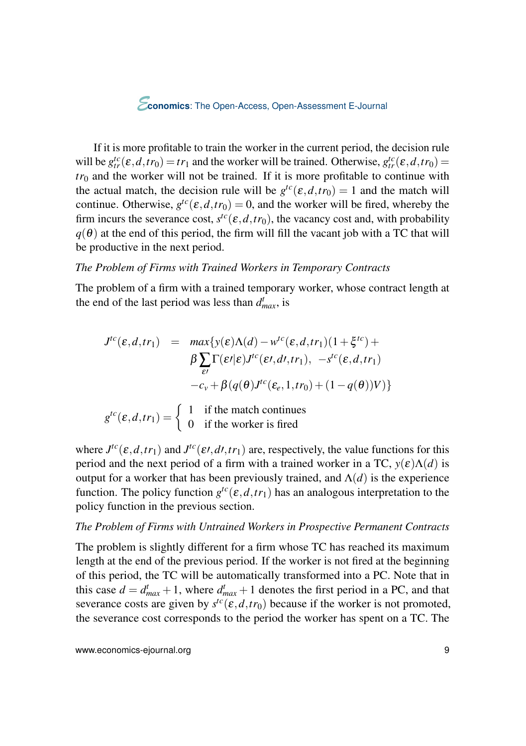If it is more profitable to train the worker in the current period, the decision rule will be $g^{tc}_{tr}(\varepsilon, d, tr_0) = tr_1$ and the worker will be trained. Otherwise, $g^{tc}_{tr}(\varepsilon, d, tr_0) = tr_0$ and the worker will not be trained. If it is more profitable to continue with the actual match, the decision rule will be $g^{tc}(\varepsilon, d, tr_0) = 1$ and the match will continue. Otherwise, $g^{tc}(\varepsilon, d, tr_0) = 0$, and the worker will be fired, whereby the firm incurs the severance cost, $s^{tc}(\varepsilon, d, tr_0)$, the vacancy cost and, with probability $q(\theta)$ at the end of this period, the firm will fill the vacant job with a TC that will be productive in the next period.

*The Problem of Firms with Trained Workers in Temporary Contracts*

The problem of a firm with a trained temporary worker, whose contract length at the end of the last period was less than $d^t_{max}$, is

$$
\begin{aligned}
J^{tc}(\varepsilon, d, tr_1) \quad = \quad & max\{y(\varepsilon)\Lambda(d) - w^{tc}(\varepsilon, d, tr_1)(1 + \xi^{tc}) + \\
& \beta \sum_{\varepsilon\prime} \Gamma(\varepsilon\prime|\varepsilon) J^{tc}(\varepsilon\prime, d\prime, tr_1), \ -s^{tc}(\varepsilon, d, tr_1) \\
& -c_v + \beta(q(\theta) J^{tc}(\varepsilon_e, 1, tr_0) + (1 - q(\theta))V)\}
\end{aligned}
$$

$$
g^{tc}(\varepsilon, d, tr_1) = \begin{cases} 1 & \text{if the match continues} \\ 0 & \text{if the worker is fired} \end{cases}
$$

where $J^{tc}(\varepsilon, d, tr_1)$ and $J^{tc}(\varepsilon\prime, d\prime, tr_1)$ are, respectively, the value functions for this period and the next period of a firm with a trained worker in a TC, $y(\varepsilon)\Lambda(d)$ is output for a worker that has been previously trained, and $\Lambda(d)$ is the experience function. The policy function $g^{tc}(\varepsilon, d, tr_1)$ has an analogous interpretation to the policy function in the previous section.

*The Problem of Firms with Untrained Workers in Prospective Permanent Contracts*

The problem is slightly different for a firm whose TC has reached its maximum length at the end of the previous period. If the worker is not fired at the beginning of this period, the TC will be automatically transformed into a PC. Note that in this case $d = d^t_{max} + 1$, where $d^t_{max} + 1$ denotes the first period in a PC, and that severance costs are given by $s^{tc}(\varepsilon, d, tr_0)$ because if the worker is not promoted, the severance cost corresponds to the period the worker has spent on a TC. The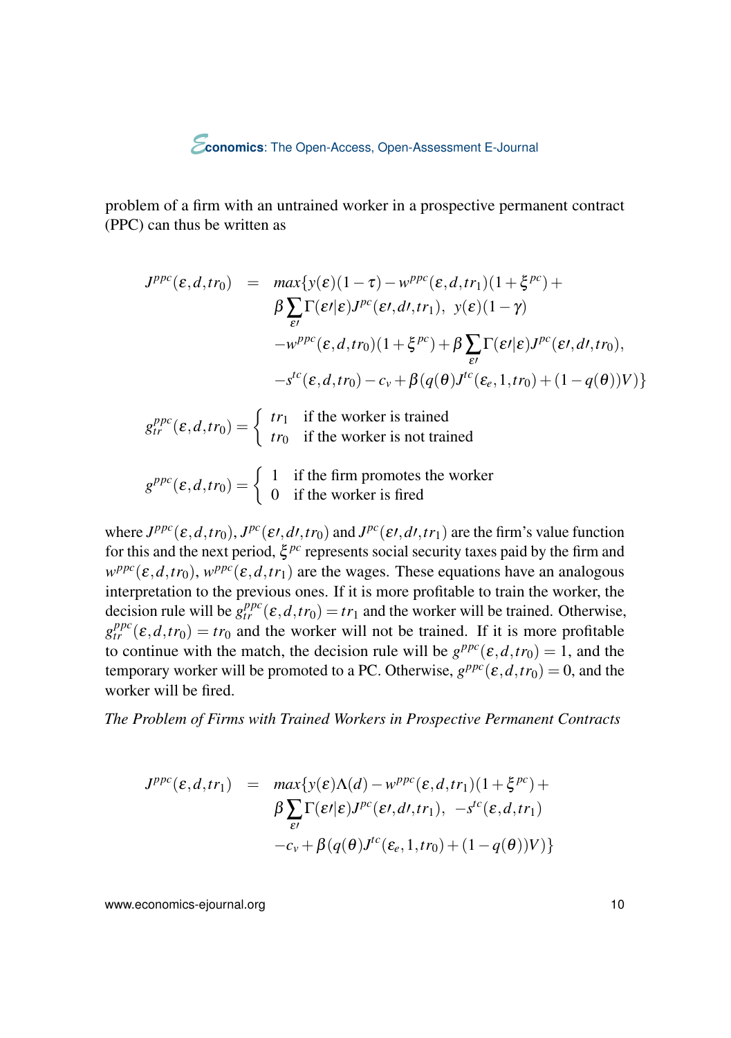problem of a firm with an untrained worker in a prospective permanent contract (PPC) can thus be written as

$$
\begin{aligned}
J^{ppc}(\varepsilon,d,tr_0) \;=\; & max\{y(\varepsilon)(1-\tau)-w^{ppc}(\varepsilon,d,tr_1)(1+\xi^{pc})+ \\
& \beta\sum_{\varepsilon\prime}\Gamma(\varepsilon\prime|\varepsilon)J^{pc}(\varepsilon\prime,d\prime,tr_1),\;\; y(\varepsilon)(1-\gamma) \\
& -w^{ppc}(\varepsilon,d,tr_0)(1+\xi^{pc})+\beta\sum_{\varepsilon\prime}\Gamma(\varepsilon\prime|\varepsilon)J^{pc}(\varepsilon\prime,d\prime,tr_0), \\
& -s^{tc}(\varepsilon,d,tr_0)-c_v+\beta(q(\theta)J^{tc}(\varepsilon_e,1,tr_0)+(1-q(\theta))V)\}
\end{aligned}
$$

$$
g^{ppc}_{tr}(\varepsilon,d,tr_0)=\begin{cases} tr_1 & \text{if the worker is trained} \\ tr_0 & \text{if the worker is not trained}\end{cases}
$$

$$
g^{ppc}(\varepsilon,d,tr_0)=\begin{cases} 1 & \text{if the firm promotes the worker} \\ 0 & \text{if the worker is fired}\end{cases}
$$

where $J^{ppc}(\varepsilon,d,tr_0)$, $J^{pc}(\varepsilon\prime,d\prime,tr_0)$ and $J^{pc}(\varepsilon\prime,d\prime,tr_1)$ are the firm's value function for this and the next period, $\xi^{pc}$ represents social security taxes paid by the firm and $w^{ppc}(\varepsilon,d,tr_0)$, $w^{ppc}(\varepsilon,d,tr_1)$ are the wages. These equations have an analogous interpretation to the previous ones. If it is more profitable to train the worker, the decision rule will be $g^{ppc}_{tr}(\varepsilon,d,tr_0)=tr_1$ and the worker will be trained. Otherwise, $g^{ppc}_{tr}(\varepsilon,d,tr_0)=tr_0$ and the worker will not be trained. If it is more profitable to continue with the match, the decision rule will be $g^{ppc}(\varepsilon,d,tr_0)=1$, and the temporary worker will be promoted to a PC. Otherwise, $g^{ppc}(\varepsilon,d,tr_0)=0$, and the worker will be fired.

*The Problem of Firms with Trained Workers in Prospective Permanent Contracts*

$$
\begin{aligned}
J^{ppc}(\varepsilon,d,tr_1) \;=\; & max\{y(\varepsilon)\Lambda(d)-w^{ppc}(\varepsilon,d,tr_1)(1+\xi^{pc})+ \\
& \beta\sum_{\varepsilon\prime}\Gamma(\varepsilon\prime|\varepsilon)J^{pc}(\varepsilon\prime,d\prime,tr_1),\;\; -s^{tc}(\varepsilon,d,tr_1) \\
& -c_v+\beta(q(\theta)J^{tc}(\varepsilon_e,1,tr_0)+(1-q(\theta))V)\}
\end{aligned}
$$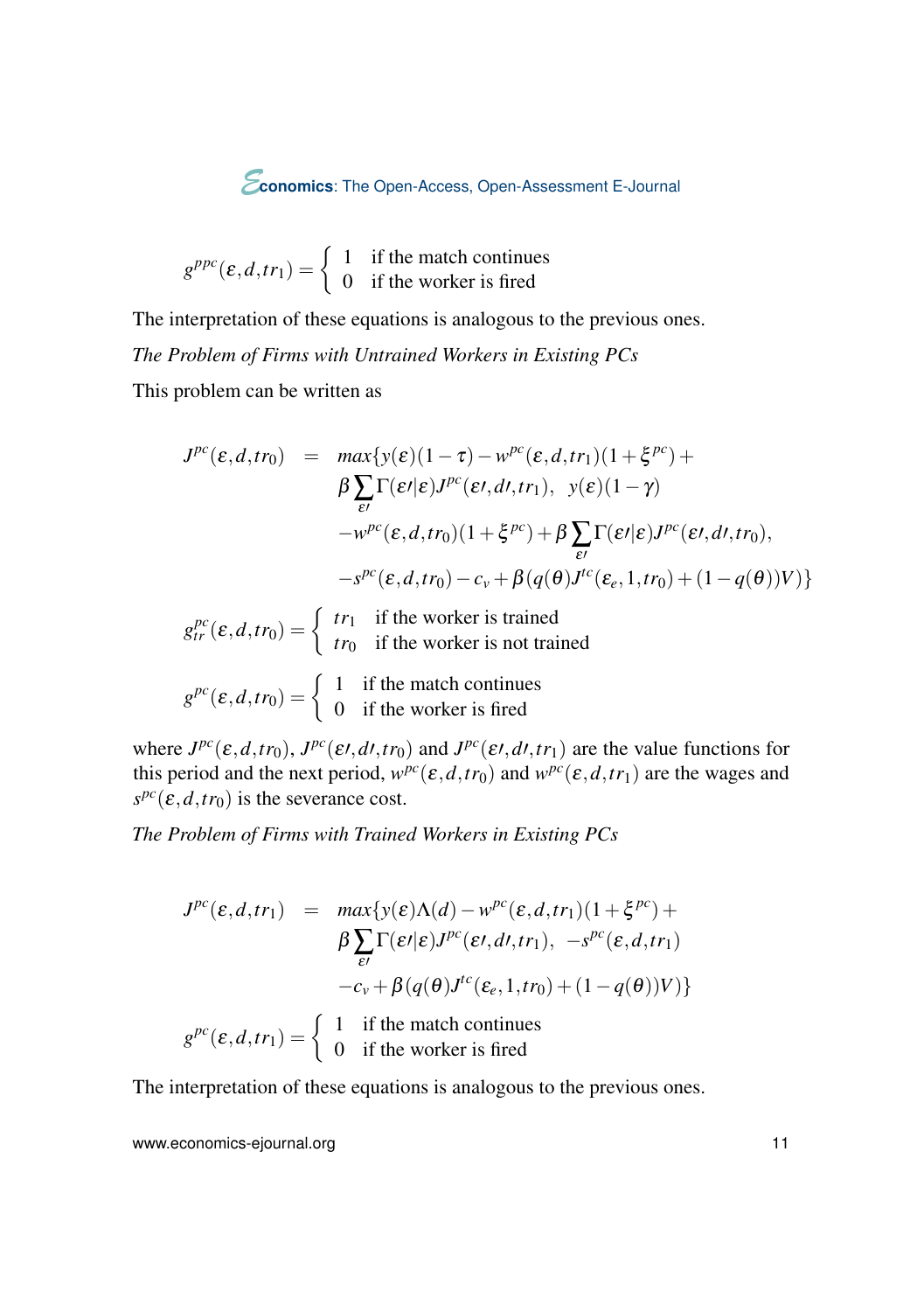$$g^{ppc}(\varepsilon, d, tr_1) = \begin{cases} 1 & \text{if the match continues} \\ 0 & \text{if the worker is fired} \end{cases}$$

The interpretation of these equations is analogous to the previous ones.

*The Problem of Firms with Untrained Workers in Existing PCs*

This problem can be written as

$$\begin{aligned} J^{pc}(\varepsilon, d, tr_0) \;\; = \;\; & max\{y(\varepsilon)(1-\tau) - w^{pc}(\varepsilon, d, tr_1)(1+\xi^{pc}) + \\ & \beta \sum_{\varepsilon\prime} \Gamma(\varepsilon\prime|\varepsilon) J^{pc}(\varepsilon\prime, d\prime, tr_1), \;\; y(\varepsilon)(1-\gamma) \\ & -w^{pc}(\varepsilon, d, tr_0)(1+\xi^{pc}) + \beta \sum_{\varepsilon\prime} \Gamma(\varepsilon\prime|\varepsilon) J^{pc}(\varepsilon\prime, d\prime, tr_0), \\ & -s^{pc}(\varepsilon, d, tr_0) - c_v + \beta(q(\theta) J^{tc}(\varepsilon_e, 1, tr_0) + (1-q(\theta))V)\} \end{aligned}$$

$$g^{pc}_{tr}(\varepsilon, d, tr_0) = \begin{cases} tr_1 & \text{if the worker is trained} \\ tr_0 & \text{if the worker is not trained} \end{cases}$$

$$g^{pc}(\varepsilon, d, tr_0) = \begin{cases} 1 & \text{if the match continues} \\ 0 & \text{if the worker is fired} \end{cases}$$

where $J^{pc}(\varepsilon, d, tr_0)$, $J^{pc}(\varepsilon\prime, d\prime, tr_0)$ and $J^{pc}(\varepsilon\prime, d\prime, tr_1)$ are the value functions for this period and the next period, $w^{pc}(\varepsilon, d, tr_0)$ and $w^{pc}(\varepsilon, d, tr_1)$ are the wages and $s^{pc}(\varepsilon, d, tr_0)$ is the severance cost.

*The Problem of Firms with Trained Workers in Existing PCs*

$$\begin{aligned} J^{pc}(\varepsilon, d, tr_1) \;\; = \;\; & max\{y(\varepsilon)\Lambda(d) - w^{pc}(\varepsilon, d, tr_1)(1+\xi^{pc}) + \\ & \beta \sum_{\varepsilon\prime} \Gamma(\varepsilon\prime|\varepsilon) J^{pc}(\varepsilon\prime, d\prime, tr_1), \;\; -s^{pc}(\varepsilon, d, tr_1) \\ & -c_v + \beta(q(\theta) J^{tc}(\varepsilon_e, 1, tr_0) + (1-q(\theta))V)\} \end{aligned}$$

$$g^{pc}(\varepsilon, d, tr_1) = \begin{cases} 1 & \text{if the match continues} \\ 0 & \text{if the worker is fired} \end{cases}$$

The interpretation of these equations is analogous to the previous ones.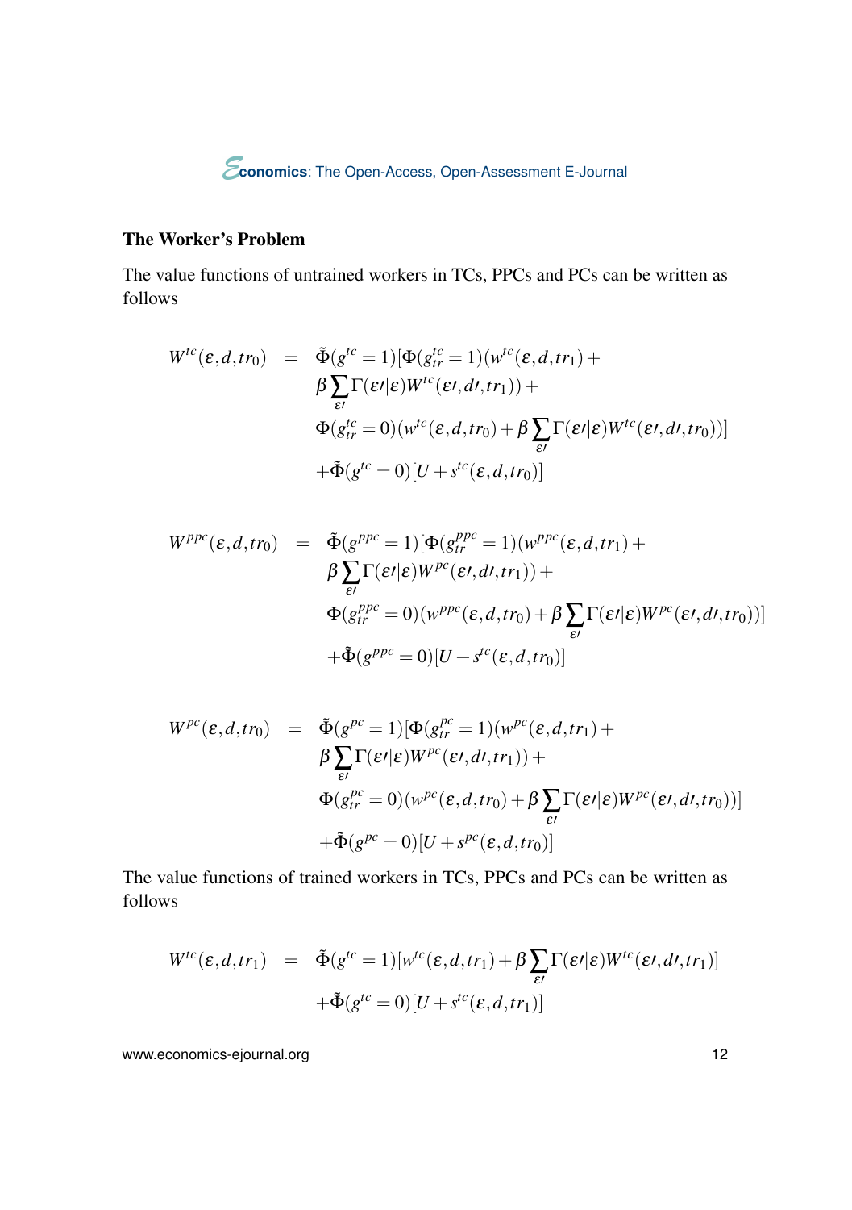### The Worker's Problem

The value functions of untrained workers in TCs, PPCs and PCs can be written as follows

$$
\begin{aligned}
W^{tc}(\varepsilon,d,tr_0) \;=\;& \tilde{\Phi}(g^{tc}=1)[\Phi(g^{tc}_{tr}=1)(w^{tc}(\varepsilon,d,tr_1)+\\
& \beta\sum_{\varepsilon\prime}\Gamma(\varepsilon\prime|\varepsilon)W^{tc}(\varepsilon\prime,d\prime,tr_1))+\\
& \Phi(g^{tc}_{tr}=0)(w^{tc}(\varepsilon,d,tr_0)+\beta\sum_{\varepsilon\prime}\Gamma(\varepsilon\prime|\varepsilon)W^{tc}(\varepsilon\prime,d\prime,tr_0))]\\
& +\tilde{\Phi}(g^{tc}=0)[U+s^{tc}(\varepsilon,d,tr_0)]
\end{aligned}
$$

$$
\begin{aligned}
W^{ppc}(\varepsilon,d,tr_0) \;=\;& \tilde{\Phi}(g^{ppc}=1)[\Phi(g^{ppc}_{tr}=1)(w^{ppc}(\varepsilon,d,tr_1)+\\
& \beta\sum_{\varepsilon\prime}\Gamma(\varepsilon\prime|\varepsilon)W^{pc}(\varepsilon\prime,d\prime,tr_1))+\\
& \Phi(g^{ppc}_{tr}=0)(w^{ppc}(\varepsilon,d,tr_0)+\beta\sum_{\varepsilon\prime}\Gamma(\varepsilon\prime|\varepsilon)W^{pc}(\varepsilon\prime,d\prime,tr_0))]\\
& +\tilde{\Phi}(g^{ppc}=0)[U+s^{tc}(\varepsilon,d,tr_0)]
\end{aligned}
$$

$$
\begin{aligned}
W^{pc}(\varepsilon,d,tr_0) \;=\;& \tilde{\Phi}(g^{pc}=1)[\Phi(g^{pc}_{tr}=1)(w^{pc}(\varepsilon,d,tr_1)+\\
& \beta\sum_{\varepsilon\prime}\Gamma(\varepsilon\prime|\varepsilon)W^{pc}(\varepsilon\prime,d\prime,tr_1))+\\
& \Phi(g^{pc}_{tr}=0)(w^{pc}(\varepsilon,d,tr_0)+\beta\sum_{\varepsilon\prime}\Gamma(\varepsilon\prime|\varepsilon)W^{pc}(\varepsilon\prime,d\prime,tr_0))]\\
& +\tilde{\Phi}(g^{pc}=0)[U+s^{pc}(\varepsilon,d,tr_0)]
\end{aligned}
$$

The value functions of trained workers in TCs, PPCs and PCs can be written as follows

$$
\begin{aligned}
W^{tc}(\varepsilon,d,tr_1) \;=\;& \tilde{\Phi}(g^{tc}=1)[w^{tc}(\varepsilon,d,tr_1)+\beta\sum_{\varepsilon\prime}\Gamma(\varepsilon\prime|\varepsilon)W^{tc}(\varepsilon\prime,d\prime,tr_1)]\\
& +\tilde{\Phi}(g^{tc}=0)[U+s^{tc}(\varepsilon,d,tr_1)]
\end{aligned}
$$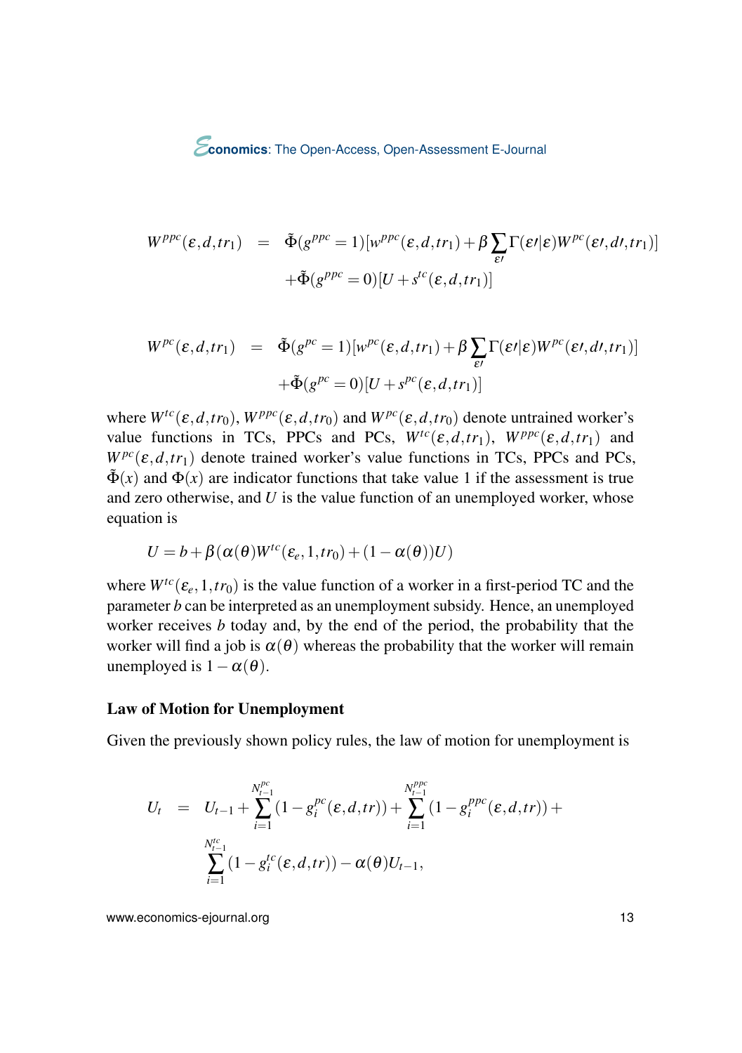$$
\begin{aligned}
W^{ppc}(\varepsilon,d,tr_1) &= \tilde{\Phi}(g^{ppc}=1)[w^{ppc}(\varepsilon,d,tr_1)+\beta\sum_{\varepsilon\prime}\Gamma(\varepsilon\prime|\varepsilon)W^{pc}(\varepsilon\prime,d\prime,tr_1)] \\
&\quad +\tilde{\Phi}(g^{ppc}=0)[U+s^{tc}(\varepsilon,d,tr_1)]
\end{aligned}
$$

$$
\begin{aligned}
W^{pc}(\varepsilon,d,tr_1) &= \tilde{\Phi}(g^{pc}=1)[w^{pc}(\varepsilon,d,tr_1)+\beta\sum_{\varepsilon\prime}\Gamma(\varepsilon\prime|\varepsilon)W^{pc}(\varepsilon\prime,d\prime,tr_1)] \\
&\quad +\tilde{\Phi}(g^{pc}=0)[U+s^{pc}(\varepsilon,d,tr_1)]
\end{aligned}
$$

where $W^{tc}(\varepsilon,d,tr_0)$, $W^{ppc}(\varepsilon,d,tr_0)$ and $W^{pc}(\varepsilon,d,tr_0)$ denote untrained worker's value functions in TCs, PPCs and PCs, $W^{tc}(\varepsilon,d,tr_1)$, $W^{ppc}(\varepsilon,d,tr_1)$ and $W^{pc}(\varepsilon,d,tr_1)$ denote trained worker's value functions in TCs, PPCs and PCs, $\tilde{\Phi}(x)$ and $\Phi(x)$ are indicator functions that take value 1 if the assessment is true and zero otherwise, and $U$ is the value function of an unemployed worker, whose equation is

$$
U = b+\beta(\alpha(\theta)W^{tc}(\varepsilon_e,1,tr_0)+(1-\alpha(\theta))U)
$$

where $W^{tc}(\varepsilon_e,1,tr_0)$ is the value function of a worker in a first-period TC and the parameter $b$ can be interpreted as an unemployment subsidy. Hence, an unemployed worker receives $b$ today and, by the end of the period, the probability that the worker will find a job is $\alpha(\theta)$ whereas the probability that the worker will remain unemployed is $1-\alpha(\theta)$.

**Law of Motion for Unemployment**

Given the previously shown policy rules, the law of motion for unemployment is

$$
\begin{aligned}
U_t &= U_{t-1}+\sum_{i=1}^{N_{t-1}^{pc}}(1-g_i^{pc}(\varepsilon,d,tr))+\sum_{i=1}^{N_{t-1}^{ppc}}(1-g_i^{ppc}(\varepsilon,d,tr))+ \\
&\quad \sum_{i=1}^{N_{t-1}^{tc}}(1-g_i^{tc}(\varepsilon,d,tr))-\alpha(\theta)U_{t-1},
\end{aligned}
$$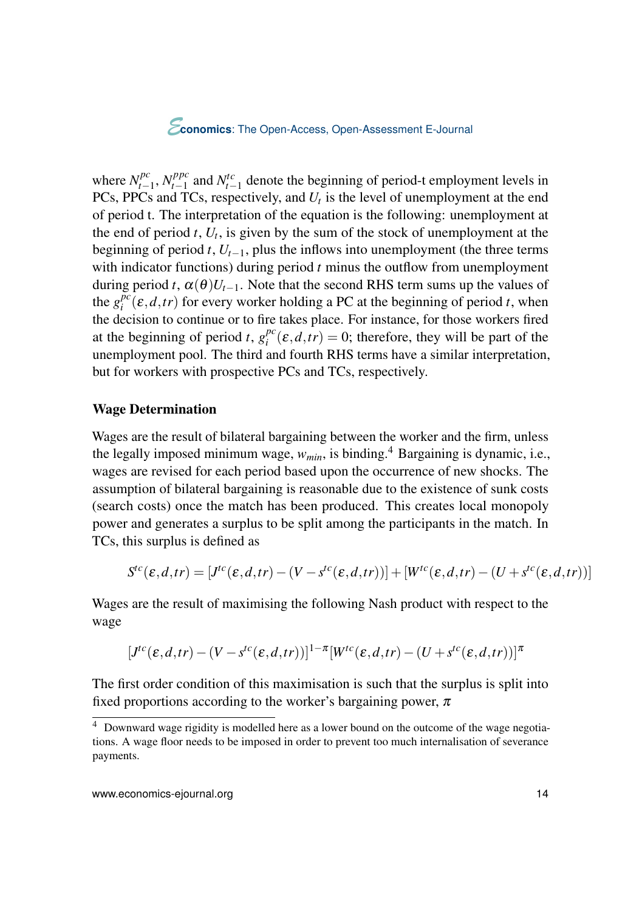where $N_{t-1}^{pc}$, $N_{t-1}^{ppc}$ and $N_{t-1}^{tc}$ denote the beginning of period-t employment levels in PCs, PPCs and TCs, respectively, and $U_t$ is the level of unemployment at the end of period t. The interpretation of the equation is the following: unemployment at the end of period $t$, $U_t$, is given by the sum of the stock of unemployment at the beginning of period $t$, $U_{t-1}$, plus the inflows into unemployment (the three terms with indicator functions) during period $t$ minus the outflow from unemployment during period $t$, $\alpha(\theta)U_{t-1}$. Note that the second RHS term sums up the values of the $g_i^{pc}(\varepsilon,d,tr)$ for every worker holding a PC at the beginning of period $t$, when the decision to continue or to fire takes place. For instance, for those workers fired at the beginning of period $t$, $g_i^{pc}(\varepsilon,d,tr) = 0$; therefore, they will be part of the unemployment pool. The third and fourth RHS terms have a similar interpretation, but for workers with prospective PCs and TCs, respectively.

**Wage Determination**

Wages are the result of bilateral bargaining between the worker and the firm, unless the legally imposed minimum wage, $w_{min}$, is binding.[4] Bargaining is dynamic, i.e., wages are revised for each period based upon the occurrence of new shocks. The assumption of bilateral bargaining is reasonable due to the existence of sunk costs (search costs) once the match has been produced. This creates local monopoly power and generates a surplus to be split among the participants in the match. In TCs, this surplus is defined as

$$S^{tc}(\varepsilon,d,tr) = [J^{tc}(\varepsilon,d,tr) - (V - s^{tc}(\varepsilon,d,tr))] + [W^{tc}(\varepsilon,d,tr) - (U + s^{tc}(\varepsilon,d,tr))]$$

Wages are the result of maximising the following Nash product with respect to the wage

$$[J^{tc}(\varepsilon,d,tr) - (V - s^{tc}(\varepsilon,d,tr))]^{1-\pi}[W^{tc}(\varepsilon,d,tr) - (U + s^{tc}(\varepsilon,d,tr))]^{\pi}$$

The first order condition of this maximisation is such that the surplus is split into fixed proportions according to the worker's bargaining power, $\pi$

[4] Downward wage rigidity is modelled here as a lower bound on the outcome of the wage negotiations. A wage floor needs to be imposed in order to prevent too much internalisation of severance payments.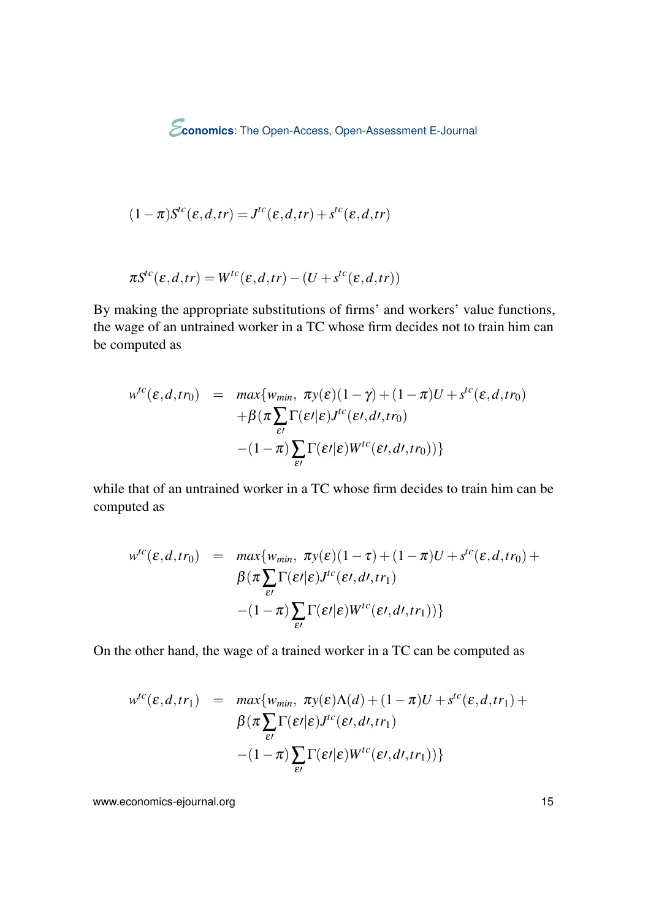$$(1-\pi)S^{tc}(\varepsilon,d,tr) = J^{tc}(\varepsilon,d,tr) + s^{tc}(\varepsilon,d,tr)$$

$$\pi S^{tc}(\varepsilon,d,tr) = W^{tc}(\varepsilon,d,tr) - (U + s^{tc}(\varepsilon,d,tr))$$

By making the appropriate substitutions of firms' and workers' value functions, the wage of an untrained worker in a TC whose firm decides not to train him can be computed as

$$\begin{aligned}
w^{tc}(\varepsilon,d,tr_0) \quad = \quad & max\{w_{min},\ \pi y(\varepsilon)(1-\gamma) + (1-\pi)U + s^{tc}(\varepsilon,d,tr_0) \\
& +\beta(\pi \sum_{\varepsilon\prime} \Gamma(\varepsilon\prime|\varepsilon) J^{tc}(\varepsilon\prime,d\prime,tr_0) \\
& -(1-\pi)\sum_{\varepsilon\prime} \Gamma(\varepsilon\prime|\varepsilon) W^{tc}(\varepsilon\prime,d\prime,tr_0))\}
\end{aligned}$$

while that of an untrained worker in a TC whose firm decides to train him can be computed as

$$\begin{aligned}
w^{tc}(\varepsilon,d,tr_0) \quad = \quad & max\{w_{min},\ \pi y(\varepsilon)(1-\tau) + (1-\pi)U + s^{tc}(\varepsilon,d,tr_0) + \\
& \beta(\pi \sum_{\varepsilon\prime} \Gamma(\varepsilon\prime|\varepsilon) J^{tc}(\varepsilon\prime,d\prime,tr_1) \\
& -(1-\pi)\sum_{\varepsilon\prime} \Gamma(\varepsilon\prime|\varepsilon) W^{tc}(\varepsilon\prime,d\prime,tr_1))\}
\end{aligned}$$

On the other hand, the wage of a trained worker in a TC can be computed as

$$\begin{aligned}
w^{tc}(\varepsilon,d,tr_1) \quad = \quad & max\{w_{min},\ \pi y(\varepsilon)\Lambda(d) + (1-\pi)U + s^{tc}(\varepsilon,d,tr_1) + \\
& \beta(\pi \sum_{\varepsilon\prime} \Gamma(\varepsilon\prime|\varepsilon) J^{tc}(\varepsilon\prime,d\prime,tr_1) \\
& -(1-\pi)\sum_{\varepsilon\prime} \Gamma(\varepsilon\prime|\varepsilon) W^{tc}(\varepsilon\prime,d\prime,tr_1))\}
\end{aligned}$$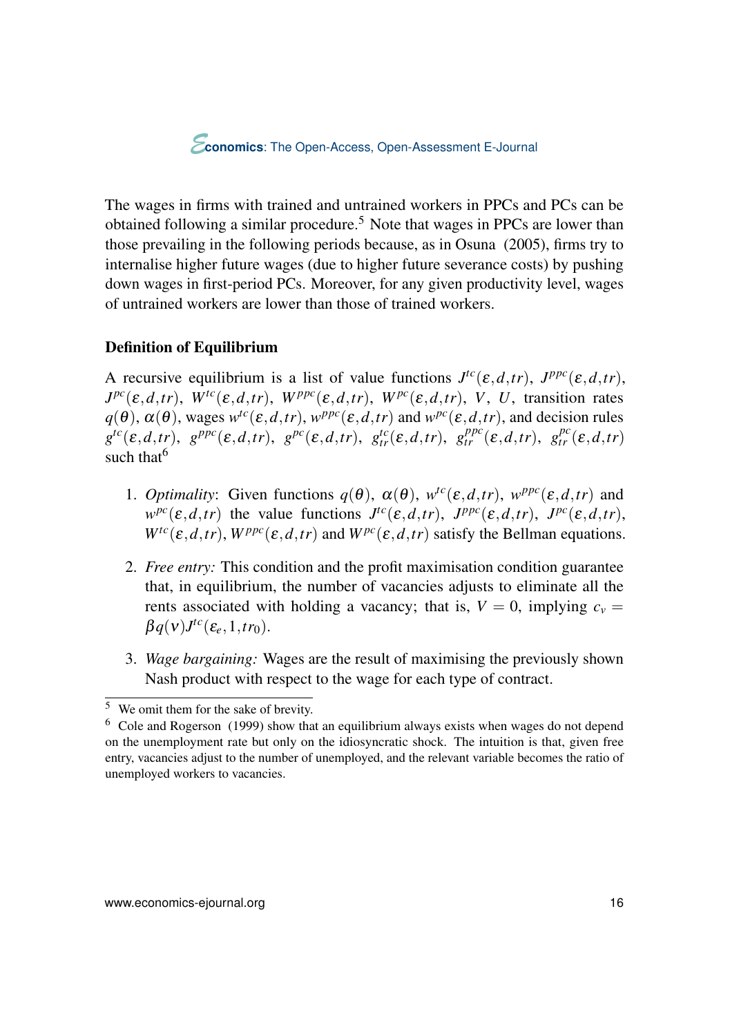The wages in firms with trained and untrained workers in PPCs and PCs can be obtained following a similar procedure.[5] Note that wages in PPCs are lower than those prevailing in the following periods because, as in Osuna (2005), firms try to internalise higher future wages (due to higher future severance costs) by pushing down wages in first-period PCs. Moreover, for any given productivity level, wages of untrained workers are lower than those of trained workers.

**Definition of Equilibrium**

A recursive equilibrium is a list of value functions $J^{tc}(\varepsilon,d,tr)$, $J^{ppc}(\varepsilon,d,tr)$, $J^{pc}(\varepsilon,d,tr)$, $W^{tc}(\varepsilon,d,tr)$, $W^{ppc}(\varepsilon,d,tr)$, $W^{pc}(\varepsilon,d,tr)$, $V$, $U$, transition rates $q(\theta)$, $\alpha(\theta)$, wages $w^{tc}(\varepsilon,d,tr)$, $w^{ppc}(\varepsilon,d,tr)$ and $w^{pc}(\varepsilon,d,tr)$, and decision rules $g^{tc}(\varepsilon,d,tr)$, $g^{ppc}(\varepsilon,d,tr)$, $g^{pc}(\varepsilon,d,tr)$, $g^{tc}_{tr}(\varepsilon,d,tr)$, $g^{ppc}_{tr}(\varepsilon,d,tr)$, $g^{pc}_{tr}(\varepsilon,d,tr)$ such that[6]

1. *Optimality*: Given functions $q(\theta)$, $\alpha(\theta)$, $w^{tc}(\varepsilon,d,tr)$, $w^{ppc}(\varepsilon,d,tr)$ and $w^{pc}(\varepsilon,d,tr)$ the value functions $J^{tc}(\varepsilon,d,tr)$, $J^{ppc}(\varepsilon,d,tr)$, $J^{pc}(\varepsilon,d,tr)$, $W^{tc}(\varepsilon,d,tr)$, $W^{ppc}(\varepsilon,d,tr)$ and $W^{pc}(\varepsilon,d,tr)$ satisfy the Bellman equations.

2. *Free entry:* This condition and the profit maximisation condition guarantee that, in equilibrium, the number of vacancies adjusts to eliminate all the rents associated with holding a vacancy; that is, $V = 0$, implying $c_v = \beta q(\nu)J^{tc}(\varepsilon_e,1,tr_0)$.

3. *Wage bargaining:* Wages are the result of maximising the previously shown Nash product with respect to the wage for each type of contract.

---

[5] We omit them for the sake of brevity.

[6] Cole and Rogerson (1999) show that an equilibrium always exists when wages do not depend on the unemployment rate but only on the idiosyncratic shock. The intuition is that, given free entry, vacancies adjust to the number of unemployed, and the relevant variable becomes the ratio of unemployed workers to vacancies.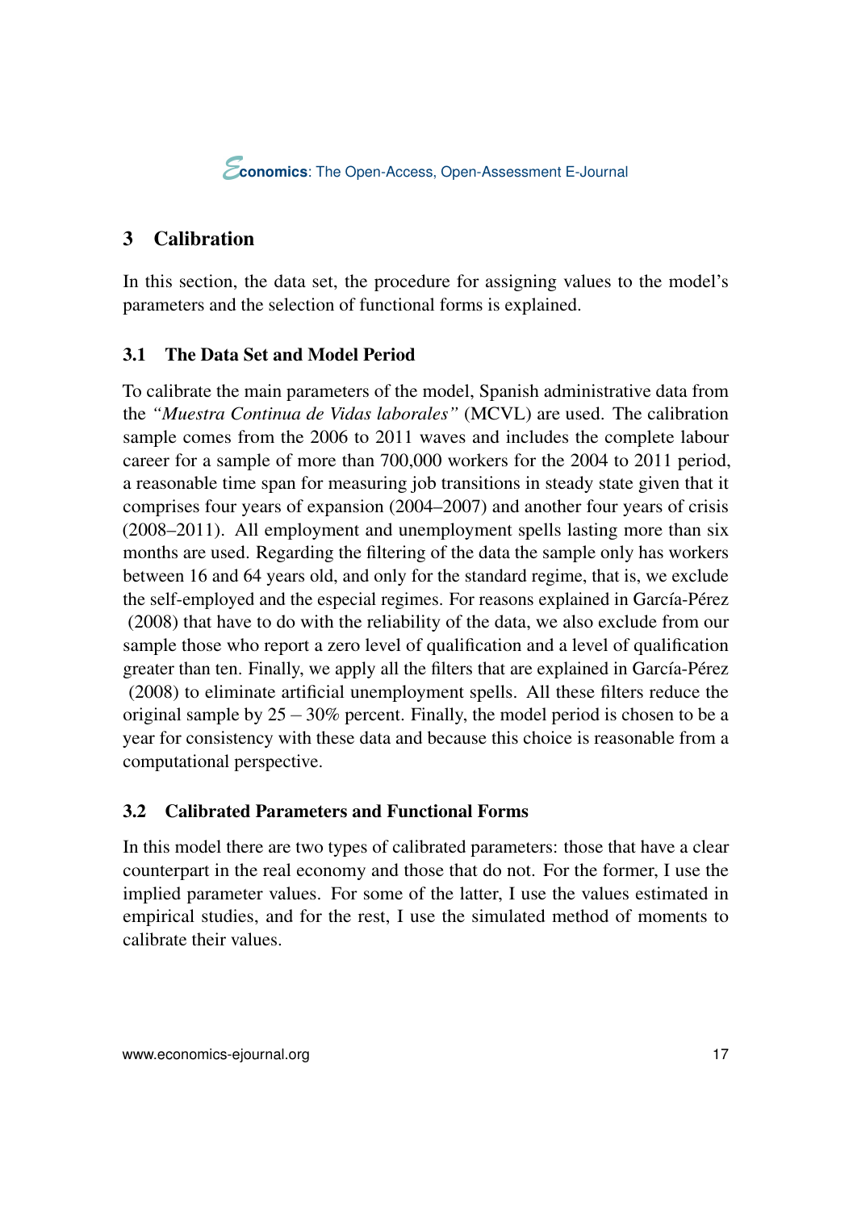## 3 Calibration

In this section, the data set, the procedure for assigning values to the model's parameters and the selection of functional forms is explained.

### 3.1 The Data Set and Model Period

To calibrate the main parameters of the model, Spanish administrative data from the *"Muestra Continua de Vidas laborales"* (MCVL) are used. The calibration sample comes from the 2006 to 2011 waves and includes the complete labour career for a sample of more than 700,000 workers for the 2004 to 2011 period, a reasonable time span for measuring job transitions in steady state given that it comprises four years of expansion (2004–2007) and another four years of crisis (2008–2011). All employment and unemployment spells lasting more than six months are used. Regarding the filtering of the data the sample only has workers between 16 and 64 years old, and only for the standard regime, that is, we exclude the self-employed and the especial regimes. For reasons explained in García-Pérez (2008) that have to do with the reliability of the data, we also exclude from our sample those who report a zero level of qualification and a level of qualification greater than ten. Finally, we apply all the filters that are explained in García-Pérez (2008) to eliminate artificial unemployment spells. All these filters reduce the original sample by $25-30\%$ percent. Finally, the model period is chosen to be a year for consistency with these data and because this choice is reasonable from a computational perspective.

### 3.2 Calibrated Parameters and Functional Forms

In this model there are two types of calibrated parameters: those that have a clear counterpart in the real economy and those that do not. For the former, I use the implied parameter values. For some of the latter, I use the values estimated in empirical studies, and for the rest, I use the simulated method of moments to calibrate their values.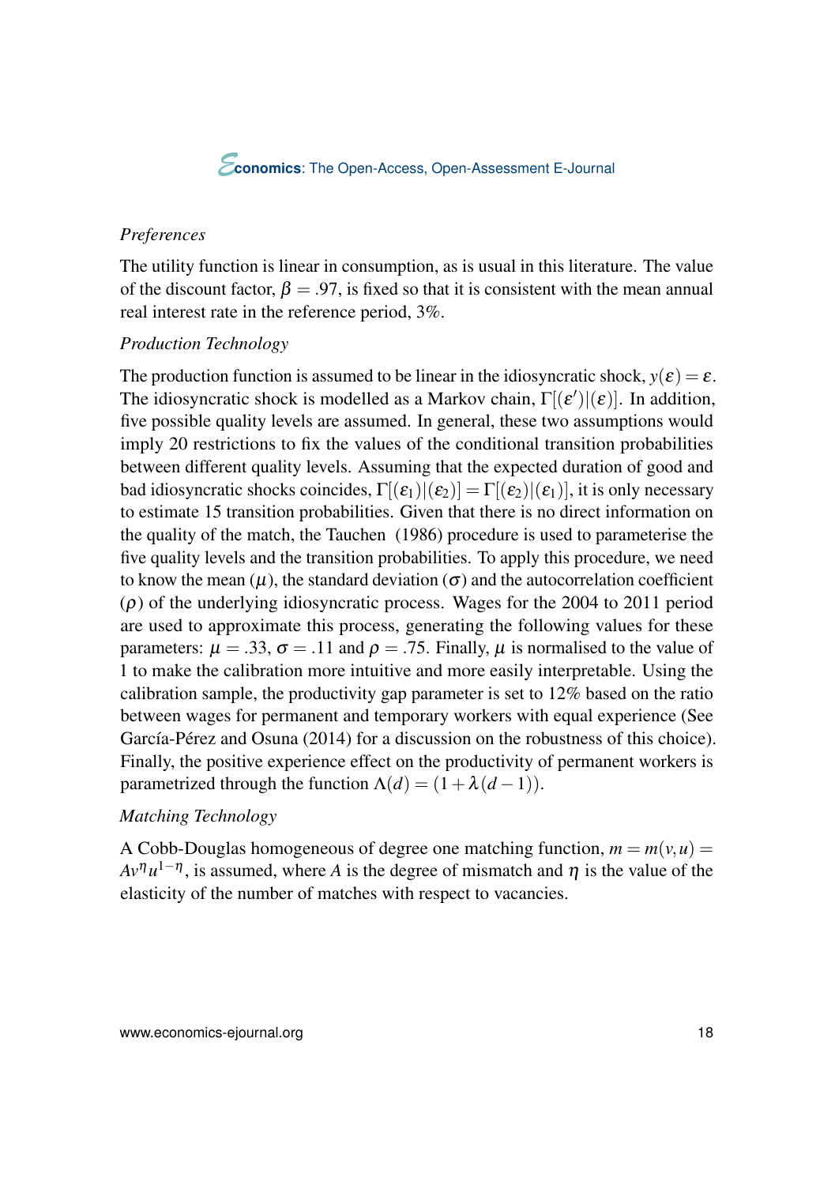*Preferences*

The utility function is linear in consumption, as is usual in this literature. The value of the discount factor, $\beta = .97$, is fixed so that it is consistent with the mean annual real interest rate in the reference period, 3%.

*Production Technology*

The production function is assumed to be linear in the idiosyncratic shock, $y(\varepsilon) = \varepsilon$. The idiosyncratic shock is modelled as a Markov chain, $\Gamma[(\varepsilon')|(\varepsilon)]$. In addition, five possible quality levels are assumed. In general, these two assumptions would imply 20 restrictions to fix the values of the conditional transition probabilities between different quality levels. Assuming that the expected duration of good and bad idiosyncratic shocks coincides, $\Gamma[(\varepsilon_1)|(\varepsilon_2)] = \Gamma[(\varepsilon_2)|(\varepsilon_1)]$, it is only necessary to estimate 15 transition probabilities. Given that there is no direct information on the quality of the match, the Tauchen (1986) procedure is used to parameterise the five quality levels and the transition probabilities. To apply this procedure, we need to know the mean ($\mu$), the standard deviation ($\sigma$) and the autocorrelation coefficient ($\rho$) of the underlying idiosyncratic process. Wages for the 2004 to 2011 period are used to approximate this process, generating the following values for these parameters: $\mu = .33$, $\sigma = .11$ and $\rho = .75$. Finally, $\mu$ is normalised to the value of 1 to make the calibration more intuitive and more easily interpretable. Using the calibration sample, the productivity gap parameter is set to 12% based on the ratio between wages for permanent and temporary workers with equal experience (See García-Pérez and Osuna (2014) for a discussion on the robustness of this choice). Finally, the positive experience effect on the productivity of permanent workers is parametrized through the function $\Lambda(d) = (1 + \lambda(d-1))$.

*Matching Technology*

A Cobb-Douglas homogeneous of degree one matching function, $m = m(v,u) = Av^{\eta}u^{1-\eta}$, is assumed, where $A$ is the degree of mismatch and $\eta$ is the value of the elasticity of the number of matches with respect to vacancies.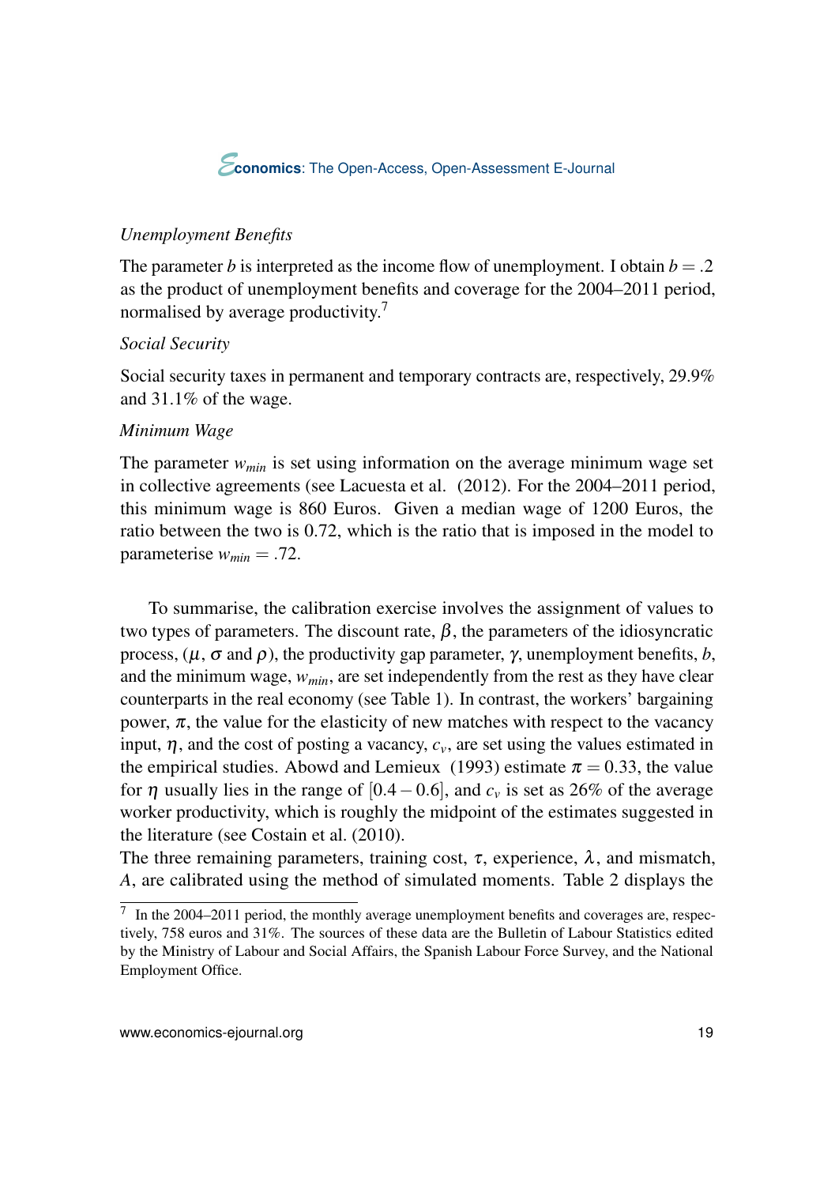*Unemployment Benefits*

The parameter $b$ is interpreted as the income flow of unemployment. I obtain $b = .2$ as the product of unemployment benefits and coverage for the 2004–2011 period, normalised by average productivity.[7]

*Social Security*

Social security taxes in permanent and temporary contracts are, respectively, 29.9% and 31.1% of the wage.

*Minimum Wage*

The parameter $w_{min}$ is set using information on the average minimum wage set in collective agreements (see Lacuesta et al. (2012). For the 2004–2011 period, this minimum wage is 860 Euros. Given a median wage of 1200 Euros, the ratio between the two is 0.72, which is the ratio that is imposed in the model to parameterise $w_{min} = .72$.

To summarise, the calibration exercise involves the assignment of values to two types of parameters. The discount rate, $\beta$, the parameters of the idiosyncratic process, ($\mu$, $\sigma$ and $\rho$), the productivity gap parameter, $\gamma$, unemployment benefits, $b$, and the minimum wage, $w_{min}$, are set independently from the rest as they have clear counterparts in the real economy (see Table 1). In contrast, the workers' bargaining power, $\pi$, the value for the elasticity of new matches with respect to the vacancy input, $\eta$, and the cost of posting a vacancy, $c_v$, are set using the values estimated in the empirical studies. Abowd and Lemieux (1993) estimate $\pi = 0.33$, the value for $\eta$ usually lies in the range of $[0.4 - 0.6]$, and $c_v$ is set as 26% of the average worker productivity, which is roughly the midpoint of the estimates suggested in the literature (see Costain et al. (2010).

The three remaining parameters, training cost, $\tau$, experience, $\lambda$, and mismatch, $A$, are calibrated using the method of simulated moments. Table 2 displays the

[7] In the 2004–2011 period, the monthly average unemployment benefits and coverages are, respectively, 758 euros and 31%. The sources of these data are the Bulletin of Labour Statistics edited by the Ministry of Labour and Social Affairs, the Spanish Labour Force Survey, and the National Employment Office.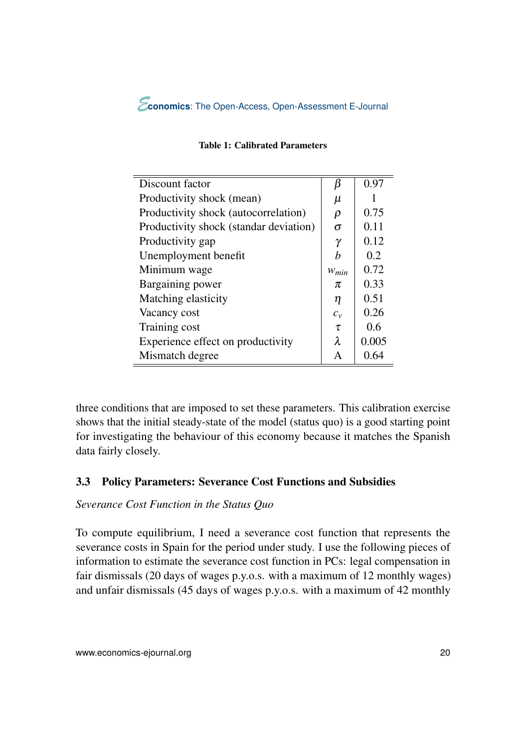**Table 1: Calibrated Parameters**

| | | |
|---|---|---|
| Discount factor | $\beta$ | 0.97 |
| Productivity shock (mean) | $\mu$ | 1 |
| Productivity shock (autocorrelation) | $\rho$ | 0.75 |
| Productivity shock (standar deviation) | $\sigma$ | 0.11 |
| Productivity gap | $\gamma$ | 0.12 |
| Unemployment benefit | $b$ | 0.2 |
| Minimum wage | $w_{min}$ | 0.72 |
| Bargaining power | $\pi$ | 0.33 |
| Matching elasticity | $\eta$ | 0.51 |
| Vacancy cost | $c_v$ | 0.26 |
| Training cost | $\tau$ | 0.6 |
| Experience effect on productivity | $\lambda$ | 0.005 |
| Mismatch degree | A | 0.64 |

three conditions that are imposed to set these parameters. This calibration exercise shows that the initial steady-state of the model (status quo) is a good starting point for investigating the behaviour of this economy because it matches the Spanish data fairly closely.

### 3.3 Policy Parameters: Severance Cost Functions and Subsidies

*Severance Cost Function in the Status Quo*

To compute equilibrium, I need a severance cost function that represents the severance costs in Spain for the period under study. I use the following pieces of information to estimate the severance cost function in PCs: legal compensation in fair dismissals (20 days of wages p.y.o.s. with a maximum of 12 monthly wages) and unfair dismissals (45 days of wages p.y.o.s. with a maximum of 42 monthly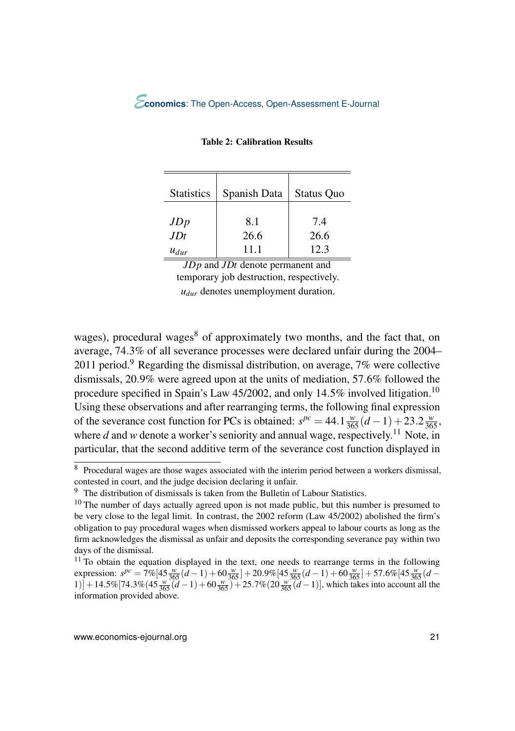**Table 2: Calibration Results**

| Statistics | Spanish Data | Status Quo |
|---|---|---|
| $JDp$ | 8.1 | 7.4 |
| $JDt$ | 26.6 | 26.6 |
| $u_{dur}$ | 11.1 | 12.3 |

$JDp$ and $JDt$ denote permanent and temporary job destruction, respectively. $u_{dur}$ denotes unemployment duration.

wages), procedural wages[8] of approximately two months, and the fact that, on average, 74.3% of all severance processes were declared unfair during the 2004–2011 period.[9] Regarding the dismissal distribution, on average, 7% were collective dismissals, 20.9% were agreed upon at the units of mediation, 57.6% followed the procedure specified in Spain's Law 45/2002, and only 14.5% involved litigation.[10] Using these observations and after rearranging terms, the following final expression of the severance cost function for PCs is obtained: $s^{pc} = 44.1\frac{w}{365}(d-1) + 23.2\frac{w}{365}$, where $d$ and $w$ denote a worker's seniority and annual wage, respectively.[11] Note, in particular, that the second additive term of the severance cost function displayed in

---

[8] Procedural wages are those wages associated with the interim period between a workers dismissal, contested in court, and the judge decision declaring it unfair.

[9] The distribution of dismissals is taken from the Bulletin of Labour Statistics.

[10] The number of days actually agreed upon is not made public, but this number is presumed to be very close to the legal limit. In contrast, the 2002 reform (Law 45/2002) abolished the firm's obligation to pay procedural wages when dismissed workers appeal to labour courts as long as the firm acknowledges the dismissal as unfair and deposits the corresponding severance pay within two days of the dismissal.

[11] To obtain the equation displayed in the text, one needs to rearrange terms in the following expression: $s^{pc} = 7\%[45\frac{w}{365}(d-1) + 60\frac{w}{365}] + 20.9\%[45\frac{w}{365}(d-1) + 60\frac{w}{365}] + 57.6\%[45\frac{w}{365}(d-1)] + 14.5\%[74.3\%(45\frac{w}{365}(d-1) + 60\frac{w}{365}) + 25.7\%(20\frac{w}{365}(d-1))]$, which takes into account all the information provided above.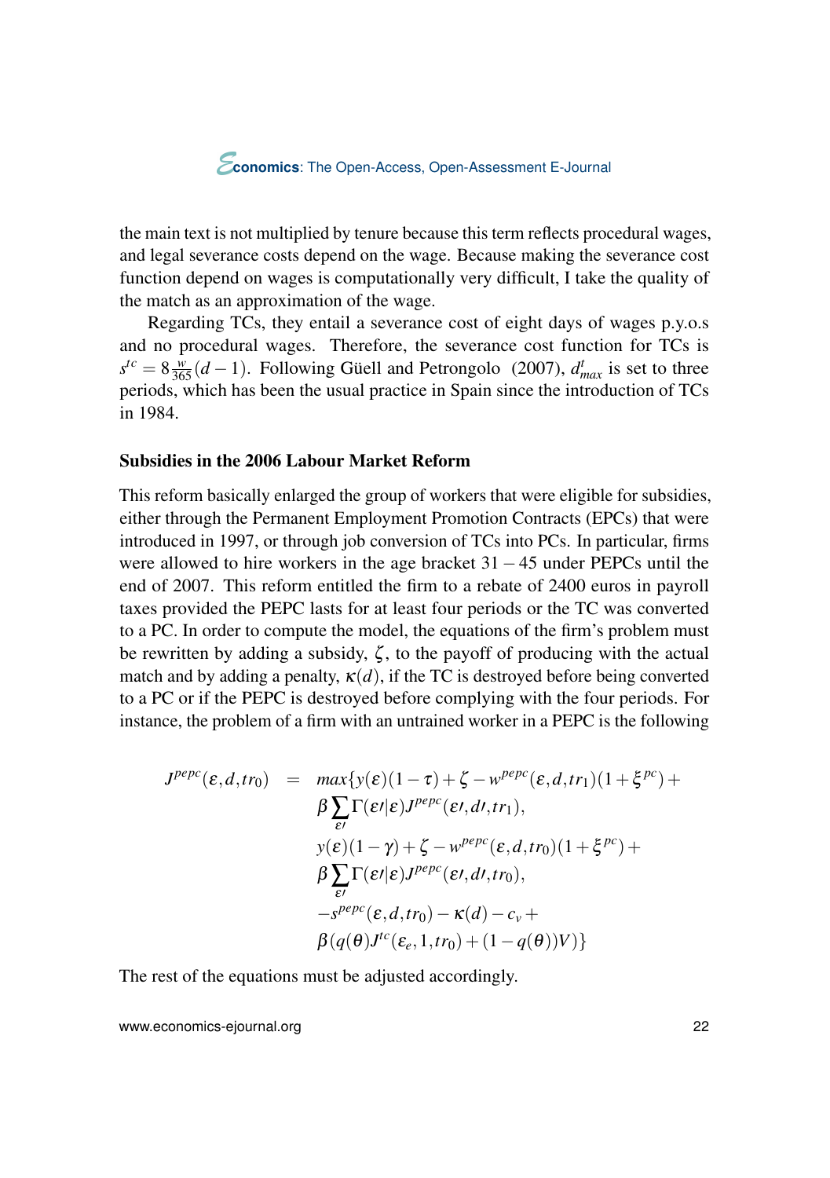the main text is not multiplied by tenure because this term reflects procedural wages, and legal severance costs depend on the wage. Because making the severance cost function depend on wages is computationally very difficult, I take the quality of the match as an approximation of the wage.

Regarding TCs, they entail a severance cost of eight days of wages p.y.o.s and no procedural wages. Therefore, the severance cost function for TCs is $s^{tc} = 8\frac{w}{365}(d-1)$. Following Güell and Petrongolo (2007), $d^t_{max}$ is set to three periods, which has been the usual practice in Spain since the introduction of TCs in 1984.

**Subsidies in the 2006 Labour Market Reform**

This reform basically enlarged the group of workers that were eligible for subsidies, either through the Permanent Employment Promotion Contracts (EPCs) that were introduced in 1997, or through job conversion of TCs into PCs. In particular, firms were allowed to hire workers in the age bracket $31-45$ under PEPCs until the end of 2007. This reform entitled the firm to a rebate of 2400 euros in payroll taxes provided the PEPC lasts for at least four periods or the TC was converted to a PC. In order to compute the model, the equations of the firm's problem must be rewritten by adding a subsidy, $\zeta$, to the payoff of producing with the actual match and by adding a penalty, $\kappa(d)$, if the TC is destroyed before being converted to a PC or if the PEPC is destroyed before complying with the four periods. For instance, the problem of a firm with an untrained worker in a PEPC is the following

$$
\begin{aligned}
J^{pepc}(\varepsilon, d, tr_0) \;=\; & max\{y(\varepsilon)(1-\tau) + \zeta - w^{pepc}(\varepsilon, d, tr_1)(1+\xi^{pc}) + \\
& \beta \sum_{\varepsilon\prime} \Gamma(\varepsilon\prime|\varepsilon) J^{pepc}(\varepsilon\prime, d\prime, tr_1), \\
& y(\varepsilon)(1-\gamma) + \zeta - w^{pepc}(\varepsilon, d, tr_0)(1+\xi^{pc}) + \\
& \beta \sum_{\varepsilon\prime} \Gamma(\varepsilon\prime|\varepsilon) J^{pepc}(\varepsilon\prime, d\prime, tr_0), \\
& -s^{pepc}(\varepsilon, d, tr_0) - \kappa(d) - c_v + \\
& \beta(q(\theta) J^{tc}(\varepsilon_e, 1, tr_0) + (1-q(\theta))V)\}
\end{aligned}
$$

The rest of the equations must be adjusted accordingly.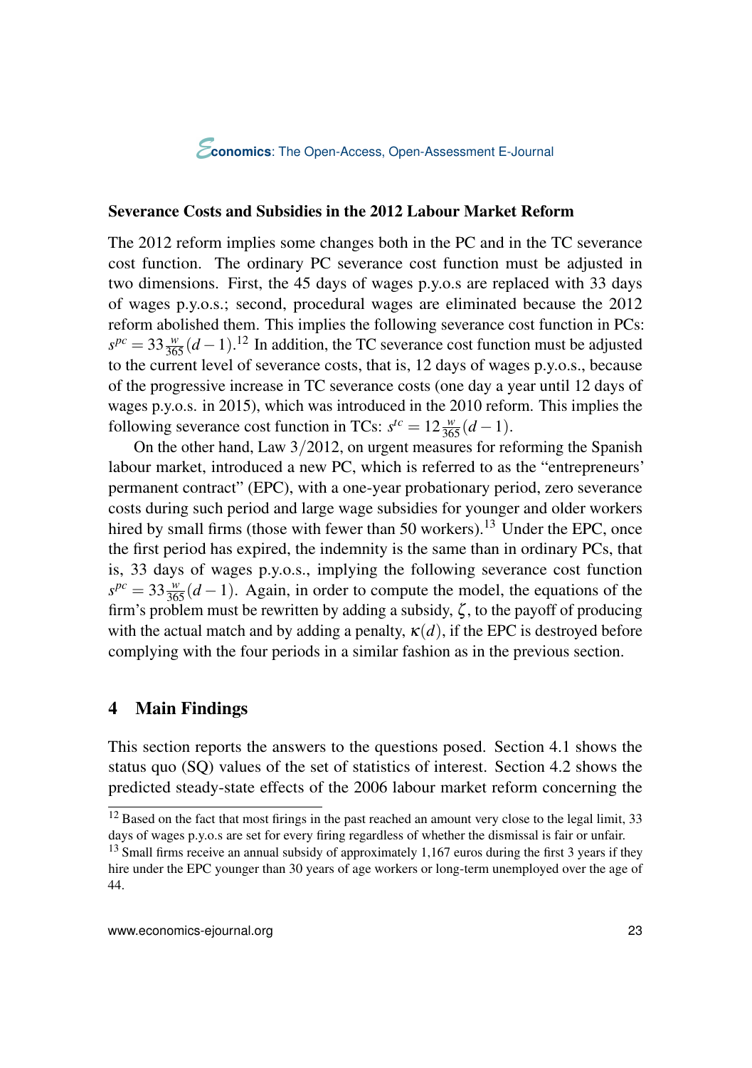**Severance Costs and Subsidies in the 2012 Labour Market Reform**

The 2012 reform implies some changes both in the PC and in the TC severance cost function. The ordinary PC severance cost function must be adjusted in two dimensions. First, the 45 days of wages p.y.o.s are replaced with 33 days of wages p.y.o.s.; second, procedural wages are eliminated because the 2012 reform abolished them. This implies the following severance cost function in PCs: $s^{pc} = 33\frac{w}{365}(d-1)$.[12] In addition, the TC severance cost function must be adjusted to the current level of severance costs, that is, 12 days of wages p.y.o.s., because of the progressive increase in TC severance costs (one day a year until 12 days of wages p.y.o.s. in 2015), which was introduced in the 2010 reform. This implies the following severance cost function in TCs: $s^{tc} = 12\frac{w}{365}(d-1)$.

On the other hand, Law 3/2012, on urgent measures for reforming the Spanish labour market, introduced a new PC, which is referred to as the "entrepreneurs' permanent contract" (EPC), with a one-year probationary period, zero severance costs during such period and large wage subsidies for younger and older workers hired by small firms (those with fewer than 50 workers).[13] Under the EPC, once the first period has expired, the indemnity is the same than in ordinary PCs, that is, 33 days of wages p.y.o.s., implying the following severance cost function $s^{pc} = 33\frac{w}{365}(d-1)$. Again, in order to compute the model, the equations of the firm's problem must be rewritten by adding a subsidy, $\zeta$, to the payoff of producing with the actual match and by adding a penalty, $\kappa(d)$, if the EPC is destroyed before complying with the four periods in a similar fashion as in the previous section.

## 4 Main Findings

This section reports the answers to the questions posed. Section 4.1 shows the status quo (SQ) values of the set of statistics of interest. Section 4.2 shows the predicted steady-state effects of the 2006 labour market reform concerning the

[12] Based on the fact that most firings in the past reached an amount very close to the legal limit, 33 days of wages p.y.o.s are set for every firing regardless of whether the dismissal is fair or unfair.

[13] Small firms receive an annual subsidy of approximately 1,167 euros during the first 3 years if they hire under the EPC younger than 30 years of age workers or long-term unemployed over the age of 44.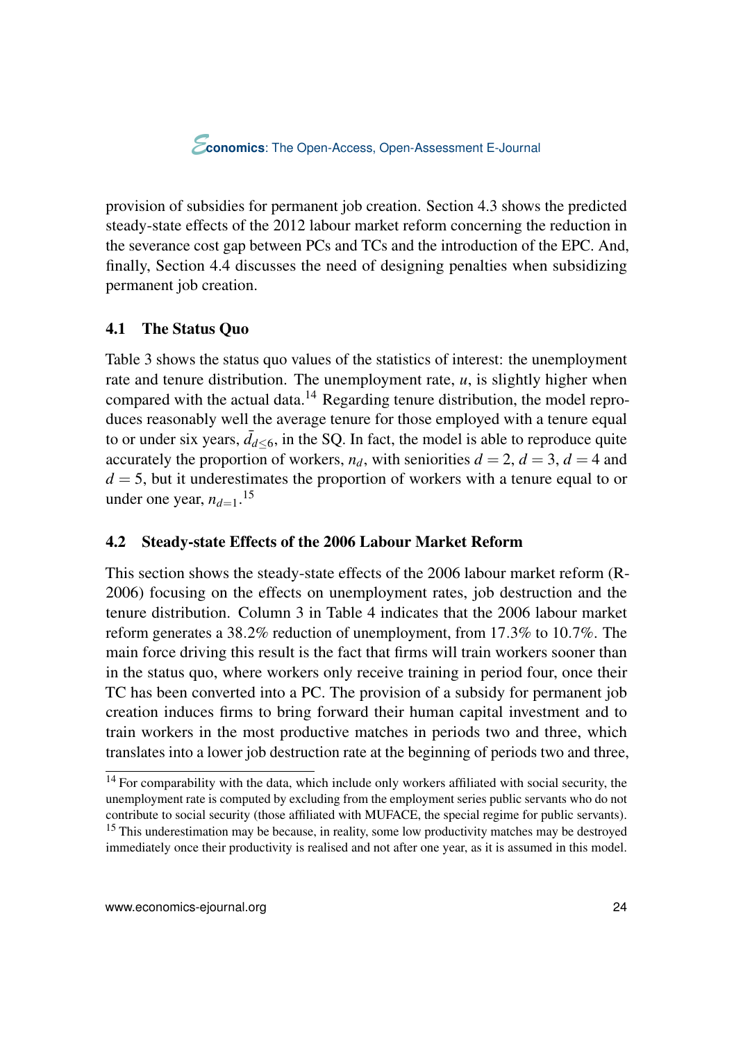provision of subsidies for permanent job creation. Section 4.3 shows the predicted steady-state effects of the 2012 labour market reform concerning the reduction in the severance cost gap between PCs and TCs and the introduction of the EPC. And, finally, Section 4.4 discusses the need of designing penalties when subsidizing permanent job creation.

## 4.1 The Status Quo

Table 3 shows the status quo values of the statistics of interest: the unemployment rate and tenure distribution. The unemployment rate, $u$, is slightly higher when compared with the actual data.[14] Regarding tenure distribution, the model reproduces reasonably well the average tenure for those employed with a tenure equal to or under six years, $\bar{d}_{d\leq 6}$, in the SQ. In fact, the model is able to reproduce quite accurately the proportion of workers, $n_d$, with seniorities $d = 2$, $d = 3$, $d = 4$ and $d = 5$, but it underestimates the proportion of workers with a tenure equal to or under one year, $n_{d=1}$.[15]

## 4.2 Steady-state Effects of the 2006 Labour Market Reform

This section shows the steady-state effects of the 2006 labour market reform (R-2006) focusing on the effects on unemployment rates, job destruction and the tenure distribution. Column 3 in Table 4 indicates that the 2006 labour market reform generates a 38.2% reduction of unemployment, from 17.3% to 10.7%. The main force driving this result is the fact that firms will train workers sooner than in the status quo, where workers only receive training in period four, once their TC has been converted into a PC. The provision of a subsidy for permanent job creation induces firms to bring forward their human capital investment and to train workers in the most productive matches in periods two and three, which translates into a lower job destruction rate at the beginning of periods two and three,

[14] For comparability with the data, which include only workers affiliated with social security, the unemployment rate is computed by excluding from the employment series public servants who do not contribute to social security (those affiliated with MUFACE, the special regime for public servants).

[15] This underestimation may be because, in reality, some low productivity matches may be destroyed immediately once their productivity is realised and not after one year, as it is assumed in this model.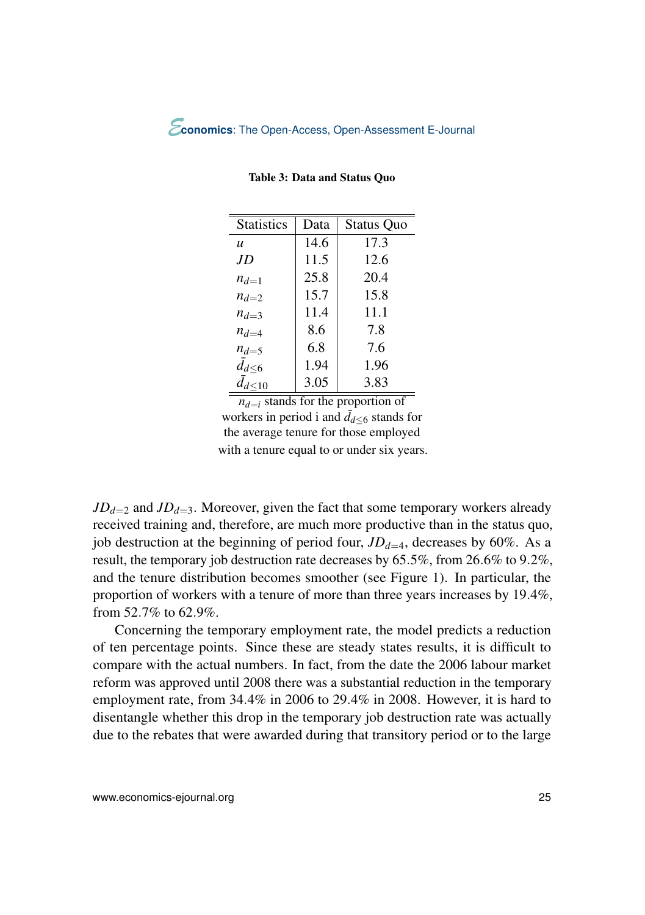Table 3: Data and Status Quo

| Statistics | Data | Status Quo |
|---|---|---|
| $u$ | 14.6 | 17.3 |
| $JD$ | 11.5 | 12.6 |
| $n_{d=1}$ | 25.8 | 20.4 |
| $n_{d=2}$ | 15.7 | 15.8 |
| $n_{d=3}$ | 11.4 | 11.1 |
| $n_{d=4}$ | 8.6 | 7.8 |
| $n_{d=5}$ | 6.8 | 7.6 |
| $\bar{d}_{d\leq 6}$ | 1.94 | 1.96 |
| $\bar{d}_{d\leq 10}$ | 3.05 | 3.83 |

$n_{d=i}$ stands for the proportion of workers in period i and $\bar{d}_{d\leq 6}$ stands for the average tenure for those employed with a tenure equal to or under six years.

$JD_{d=2}$ and $JD_{d=3}$. Moreover, given the fact that some temporary workers already received training and, therefore, are much more productive than in the status quo, job destruction at the beginning of period four, $JD_{d=4}$, decreases by 60%. As a result, the temporary job destruction rate decreases by 65.5%, from 26.6% to 9.2%, and the tenure distribution becomes smoother (see Figure 1). In particular, the proportion of workers with a tenure of more than three years increases by 19.4%, from 52.7% to 62.9%.

Concerning the temporary employment rate, the model predicts a reduction of ten percentage points. Since these are steady states results, it is difficult to compare with the actual numbers. In fact, from the date the 2006 labour market reform was approved until 2008 there was a substantial reduction in the temporary employment rate, from 34.4% in 2006 to 29.4% in 2008. However, it is hard to disentangle whether this drop in the temporary job destruction rate was actually due to the rebates that were awarded during that transitory period or to the large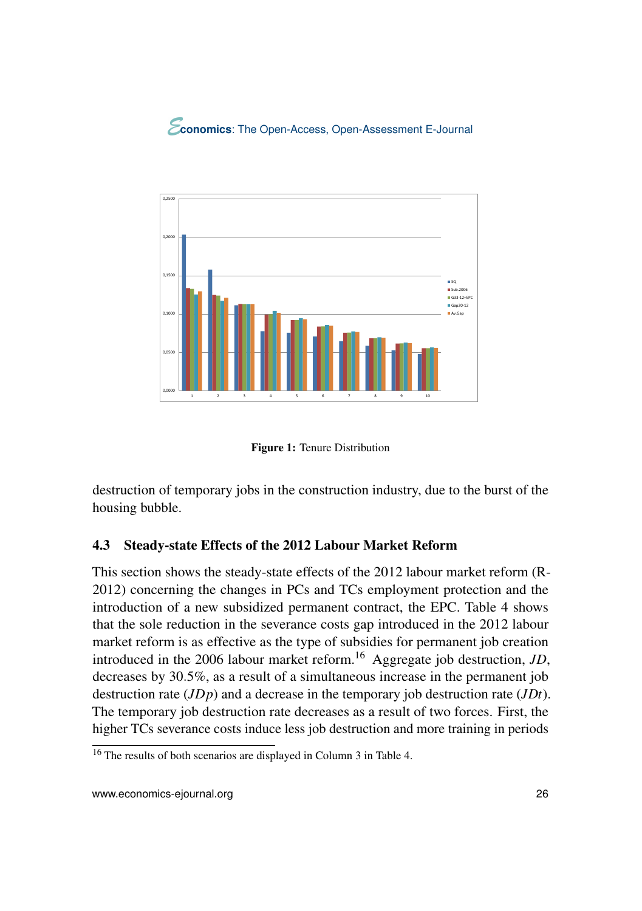**Figure 1:** Tenure Distribution

destruction of temporary jobs in the construction industry, due to the burst of the housing bubble.

### 4.3 Steady-state Effects of the 2012 Labour Market Reform

This section shows the steady-state effects of the 2012 labour market reform (R-2012) concerning the changes in PCs and TCs employment protection and the introduction of a new subsidized permanent contract, the EPC. Table 4 shows that the sole reduction in the severance costs gap introduced in the 2012 labour market reform is as effective as the type of subsidies for permanent job creation introduced in the 2006 labour market reform.[16] Aggregate job destruction, $JD$, decreases by 30.5%, as a result of a simultaneous increase in the permanent job destruction rate ($JDp$) and a decrease in the temporary job destruction rate ($JDt$). The temporary job destruction rate decreases as a result of two forces. First, the higher TCs severance costs induce less job destruction and more training in periods

[16] The results of both scenarios are displayed in Column 3 in Table 4.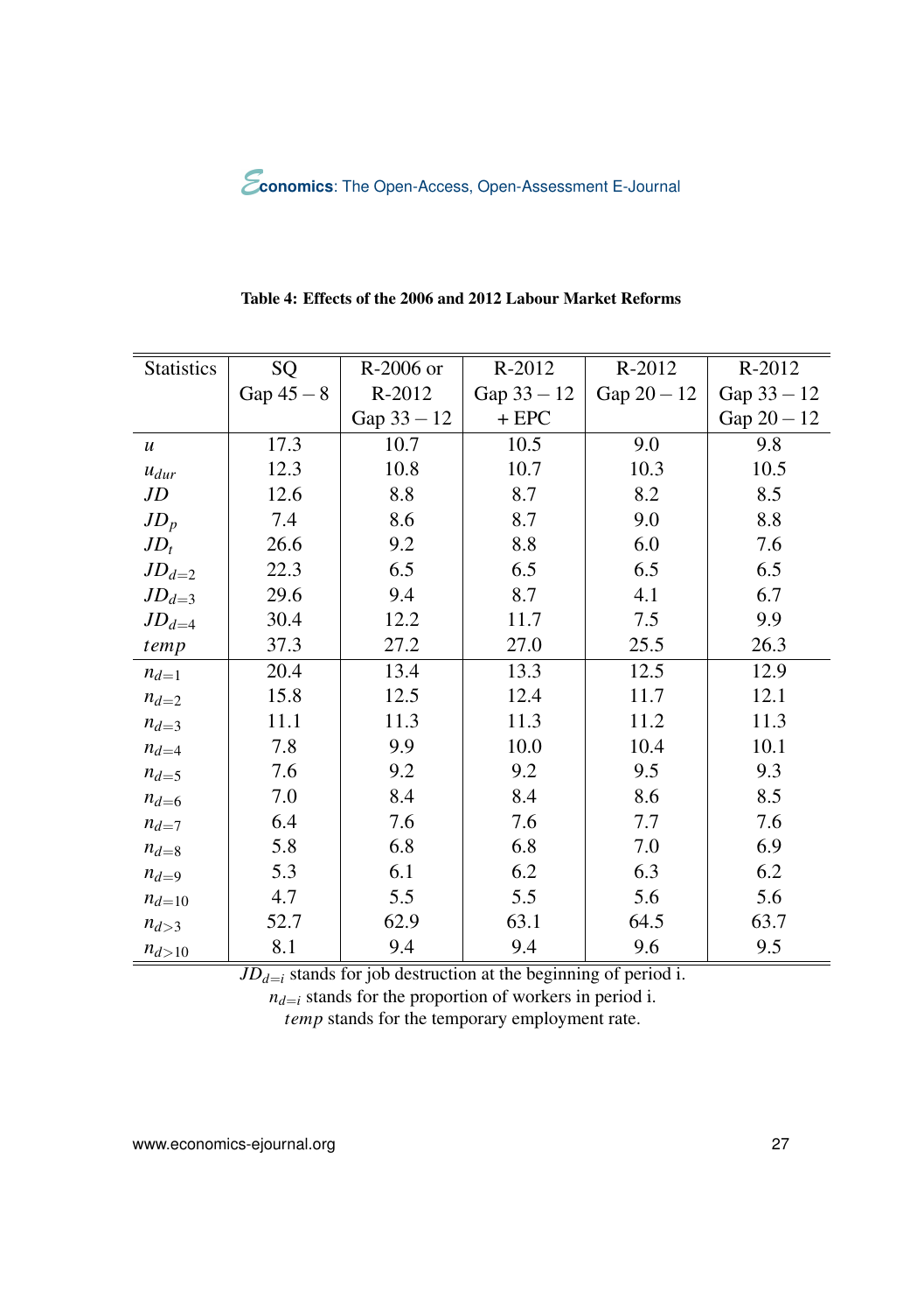**Table 4: Effects of the 2006 and 2012 Labour Market Reforms**

| Statistics | SQ Gap $45-8$ | R-2006 or R-2012 Gap $33-12$ | R-2012 Gap $33-12$ + EPC | R-2012 Gap $20-12$ | R-2012 Gap $33-12$ Gap $20-12$ |
|---|---|---|---|---|---|
| $u$ | 17.3 | 10.7 | 10.5 | 9.0 | 9.8 |
| $u_{dur}$ | 12.3 | 10.8 | 10.7 | 10.3 | 10.5 |
| $JD$ | 12.6 | 8.8 | 8.7 | 8.2 | 8.5 |
| $JD_p$ | 7.4 | 8.6 | 8.7 | 9.0 | 8.8 |
| $JD_t$ | 26.6 | 9.2 | 8.8 | 6.0 | 7.6 |
| $JD_{d=2}$ | 22.3 | 6.5 | 6.5 | 6.5 | 6.5 |
| $JD_{d=3}$ | 29.6 | 9.4 | 8.7 | 4.1 | 6.7 |
| $JD_{d=4}$ | 30.4 | 12.2 | 11.7 | 7.5 | 9.9 |
| $temp$ | 37.3 | 27.2 | 27.0 | 25.5 | 26.3 |
| $n_{d=1}$ | 20.4 | 13.4 | 13.3 | 12.5 | 12.9 |
| $n_{d=2}$ | 15.8 | 12.5 | 12.4 | 11.7 | 12.1 |
| $n_{d=3}$ | 11.1 | 11.3 | 11.3 | 11.2 | 11.3 |
| $n_{d=4}$ | 7.8 | 9.9 | 10.0 | 10.4 | 10.1 |
| $n_{d=5}$ | 7.6 | 9.2 | 9.2 | 9.5 | 9.3 |
| $n_{d=6}$ | 7.0 | 8.4 | 8.4 | 8.6 | 8.5 |
| $n_{d=7}$ | 6.4 | 7.6 | 7.6 | 7.7 | 7.6 |
| $n_{d=8}$ | 5.8 | 6.8 | 6.8 | 7.0 | 6.9 |
| $n_{d=9}$ | 5.3 | 6.1 | 6.2 | 6.3 | 6.2 |
| $n_{d=10}$ | 4.7 | 5.5 | 5.5 | 5.6 | 5.6 |
| $n_{d>3}$ | 52.7 | 62.9 | 63.1 | 64.5 | 63.7 |
| $n_{d>10}$ | 8.1 | 9.4 | 9.4 | 9.6 | 9.5 |

$JD_{d=i}$ stands for job destruction at the beginning of period i.
$n_{d=i}$ stands for the proportion of workers in period i.
$temp$ stands for the temporary employment rate.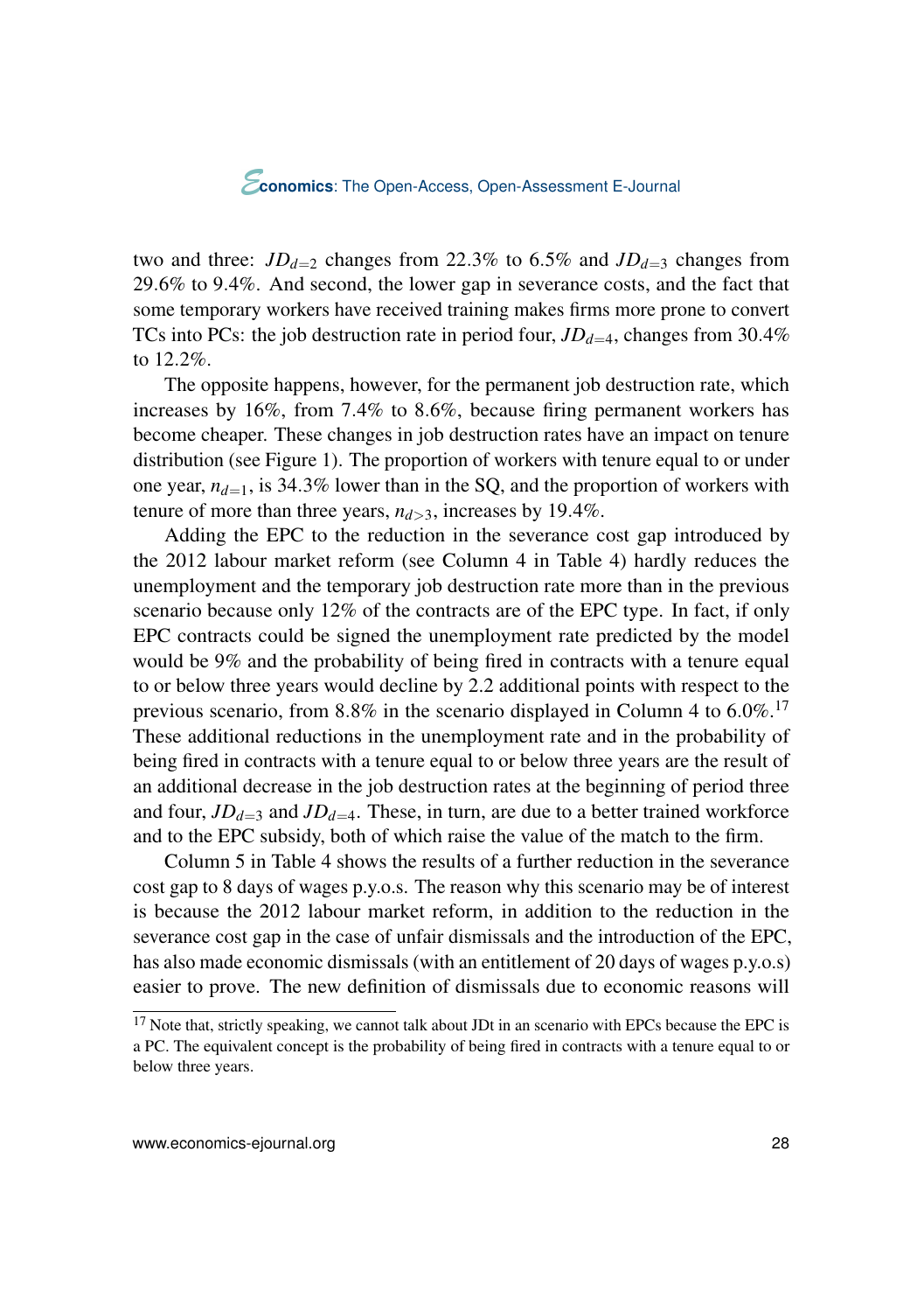two and three: $JD_{d=2}$ changes from 22.3% to 6.5% and $JD_{d=3}$ changes from 29.6% to 9.4%. And second, the lower gap in severance costs, and the fact that some temporary workers have received training makes firms more prone to convert TCs into PCs: the job destruction rate in period four, $JD_{d=4}$, changes from 30.4% to 12.2%.

The opposite happens, however, for the permanent job destruction rate, which increases by 16%, from 7.4% to 8.6%, because firing permanent workers has become cheaper. These changes in job destruction rates have an impact on tenure distribution (see Figure 1). The proportion of workers with tenure equal to or under one year, $n_{d=1}$, is 34.3% lower than in the SQ, and the proportion of workers with tenure of more than three years, $n_{d>3}$, increases by 19.4%.

Adding the EPC to the reduction in the severance cost gap introduced by the 2012 labour market reform (see Column 4 in Table 4) hardly reduces the unemployment and the temporary job destruction rate more than in the previous scenario because only 12% of the contracts are of the EPC type. In fact, if only EPC contracts could be signed the unemployment rate predicted by the model would be 9% and the probability of being fired in contracts with a tenure equal to or below three years would decline by 2.2 additional points with respect to the previous scenario, from 8.8% in the scenario displayed in Column 4 to 6.0%.[17] These additional reductions in the unemployment rate and in the probability of being fired in contracts with a tenure equal to or below three years are the result of an additional decrease in the job destruction rates at the beginning of period three and four, $JD_{d=3}$ and $JD_{d=4}$. These, in turn, are due to a better trained workforce and to the EPC subsidy, both of which raise the value of the match to the firm.

Column 5 in Table 4 shows the results of a further reduction in the severance cost gap to 8 days of wages p.y.o.s. The reason why this scenario may be of interest is because the 2012 labour market reform, in addition to the reduction in the severance cost gap in the case of unfair dismissals and the introduction of the EPC, has also made economic dismissals (with an entitlement of 20 days of wages p.y.o.s) easier to prove. The new definition of dismissals due to economic reasons will

[17] Note that, strictly speaking, we cannot talk about JDt in an scenario with EPCs because the EPC is a PC. The equivalent concept is the probability of being fired in contracts with a tenure equal to or below three years.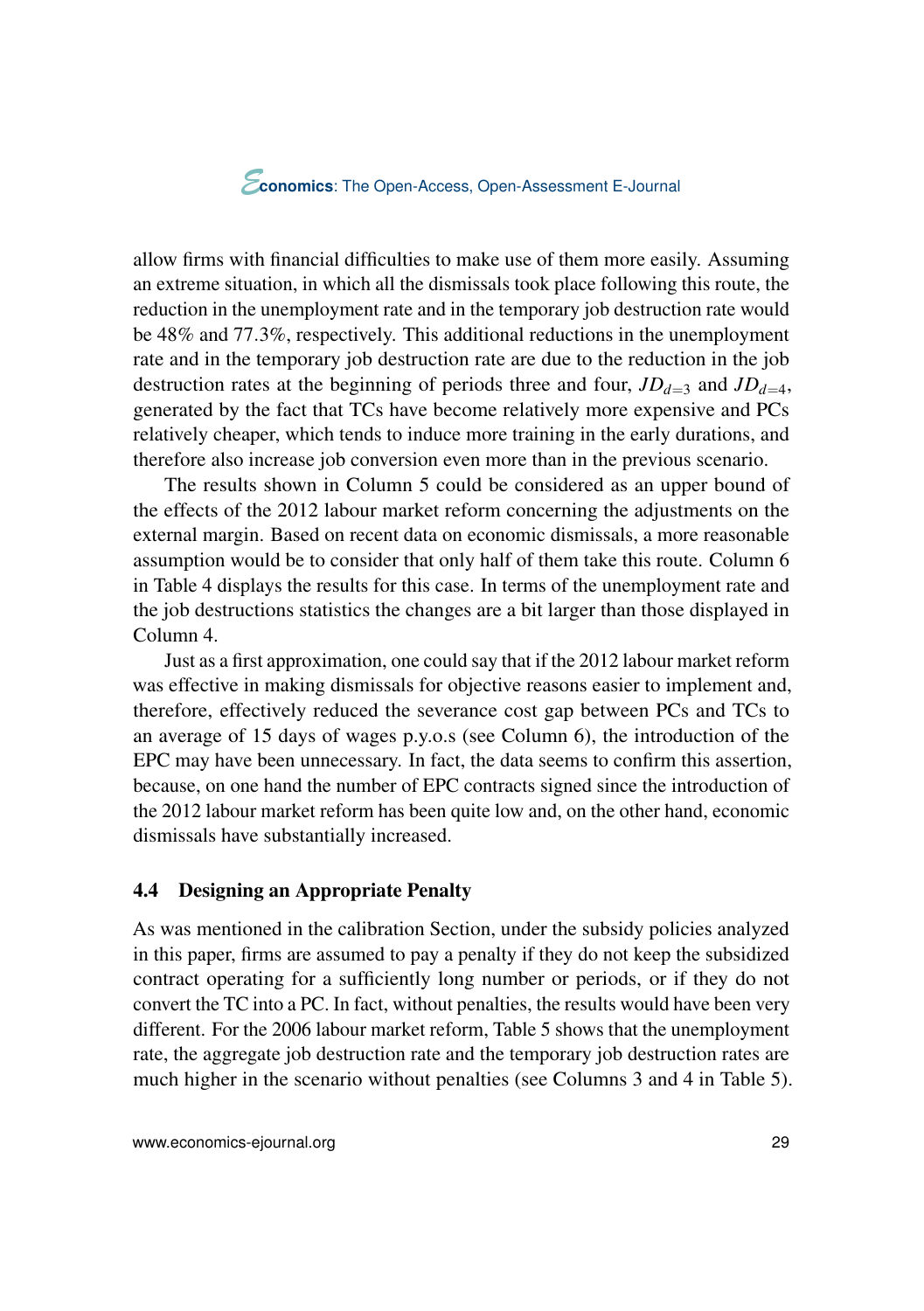allow firms with financial difficulties to make use of them more easily. Assuming an extreme situation, in which all the dismissals took place following this route, the reduction in the unemployment rate and in the temporary job destruction rate would be 48% and 77.3%, respectively. This additional reductions in the unemployment rate and in the temporary job destruction rate are due to the reduction in the job destruction rates at the beginning of periods three and four, $JD_{d=3}$ and $JD_{d=4}$, generated by the fact that TCs have become relatively more expensive and PCs relatively cheaper, which tends to induce more training in the early durations, and therefore also increase job conversion even more than in the previous scenario.

The results shown in Column 5 could be considered as an upper bound of the effects of the 2012 labour market reform concerning the adjustments on the external margin. Based on recent data on economic dismissals, a more reasonable assumption would be to consider that only half of them take this route. Column 6 in Table 4 displays the results for this case. In terms of the unemployment rate and the job destructions statistics the changes are a bit larger than those displayed in Column 4.

Just as a first approximation, one could say that if the 2012 labour market reform was effective in making dismissals for objective reasons easier to implement and, therefore, effectively reduced the severance cost gap between PCs and TCs to an average of 15 days of wages p.y.o.s (see Column 6), the introduction of the EPC may have been unnecessary. In fact, the data seems to confirm this assertion, because, on one hand the number of EPC contracts signed since the introduction of the 2012 labour market reform has been quite low and, on the other hand, economic dismissals have substantially increased.

### 4.4 Designing an Appropriate Penalty

As was mentioned in the calibration Section, under the subsidy policies analyzed in this paper, firms are assumed to pay a penalty if they do not keep the subsidized contract operating for a sufficiently long number or periods, or if they do not convert the TC into a PC. In fact, without penalties, the results would have been very different. For the 2006 labour market reform, Table 5 shows that the unemployment rate, the aggregate job destruction rate and the temporary job destruction rates are much higher in the scenario without penalties (see Columns 3 and 4 in Table 5).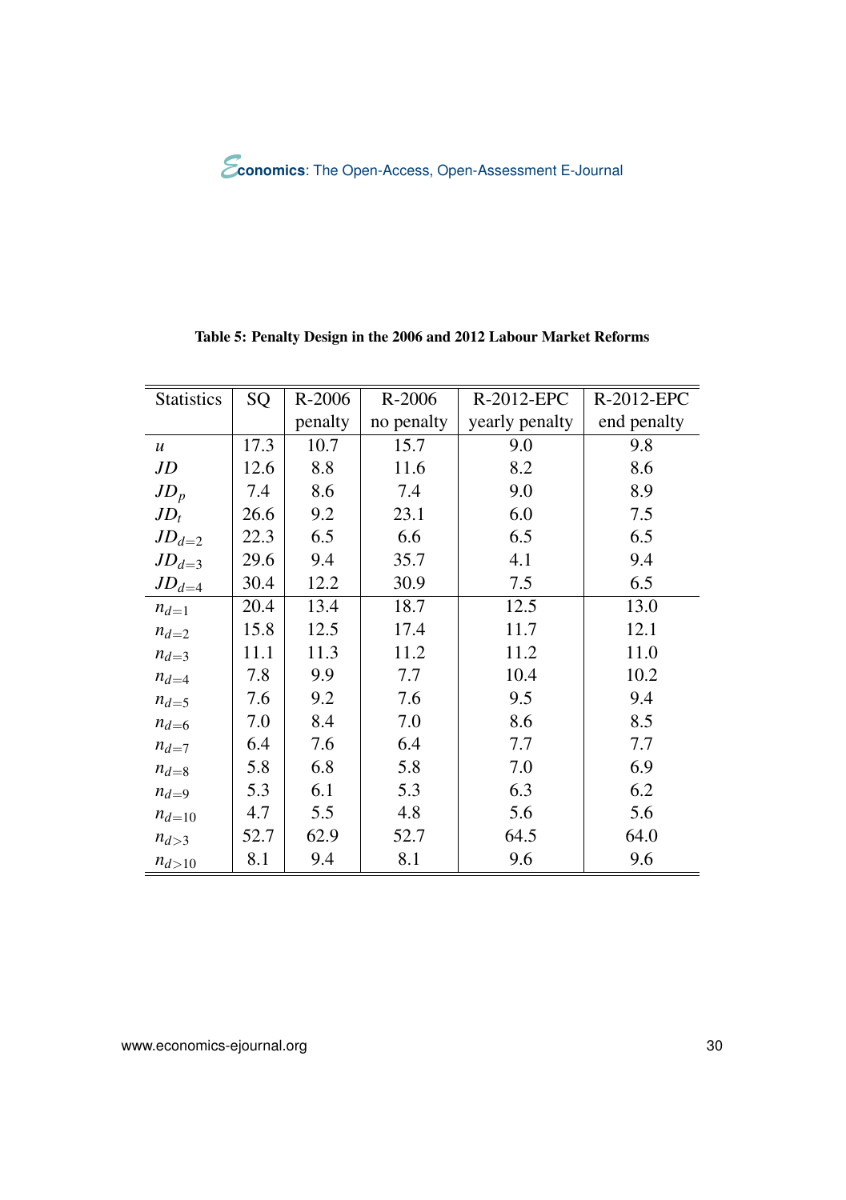**Table 5: Penalty Design in the 2006 and 2012 Labour Market Reforms**

| Statistics | SQ | R-2006 penalty | R-2006 no penalty | R-2012-EPC yearly penalty | R-2012-EPC end penalty |
|---|---|---|---|---|---|
| $u$ | 17.3 | 10.7 | 15.7 | 9.0 | 9.8 |
| $JD$ | 12.6 | 8.8 | 11.6 | 8.2 | 8.6 |
| $JD_p$ | 7.4 | 8.6 | 7.4 | 9.0 | 8.9 |
| $JD_t$ | 26.6 | 9.2 | 23.1 | 6.0 | 7.5 |
| $JD_{d=2}$ | 22.3 | 6.5 | 6.6 | 6.5 | 6.5 |
| $JD_{d=3}$ | 29.6 | 9.4 | 35.7 | 4.1 | 9.4 |
| $JD_{d=4}$ | 30.4 | 12.2 | 30.9 | 7.5 | 6.5 |
| $n_{d=1}$ | 20.4 | 13.4 | 18.7 | 12.5 | 13.0 |
| $n_{d=2}$ | 15.8 | 12.5 | 17.4 | 11.7 | 12.1 |
| $n_{d=3}$ | 11.1 | 11.3 | 11.2 | 11.2 | 11.0 |
| $n_{d=4}$ | 7.8 | 9.9 | 7.7 | 10.4 | 10.2 |
| $n_{d=5}$ | 7.6 | 9.2 | 7.6 | 9.5 | 9.4 |
| $n_{d=6}$ | 7.0 | 8.4 | 7.0 | 8.6 | 8.5 |
| $n_{d=7}$ | 6.4 | 7.6 | 6.4 | 7.7 | 7.7 |
| $n_{d=8}$ | 5.8 | 6.8 | 5.8 | 7.0 | 6.9 |
| $n_{d=9}$ | 5.3 | 6.1 | 5.3 | 6.3 | 6.2 |
| $n_{d=10}$ | 4.7 | 5.5 | 4.8 | 5.6 | 5.6 |
| $n_{d>3}$ | 52.7 | 62.9 | 52.7 | 64.5 | 64.0 |
| $n_{d>10}$ | 8.1 | 9.4 | 8.1 | 9.6 | 9.6 |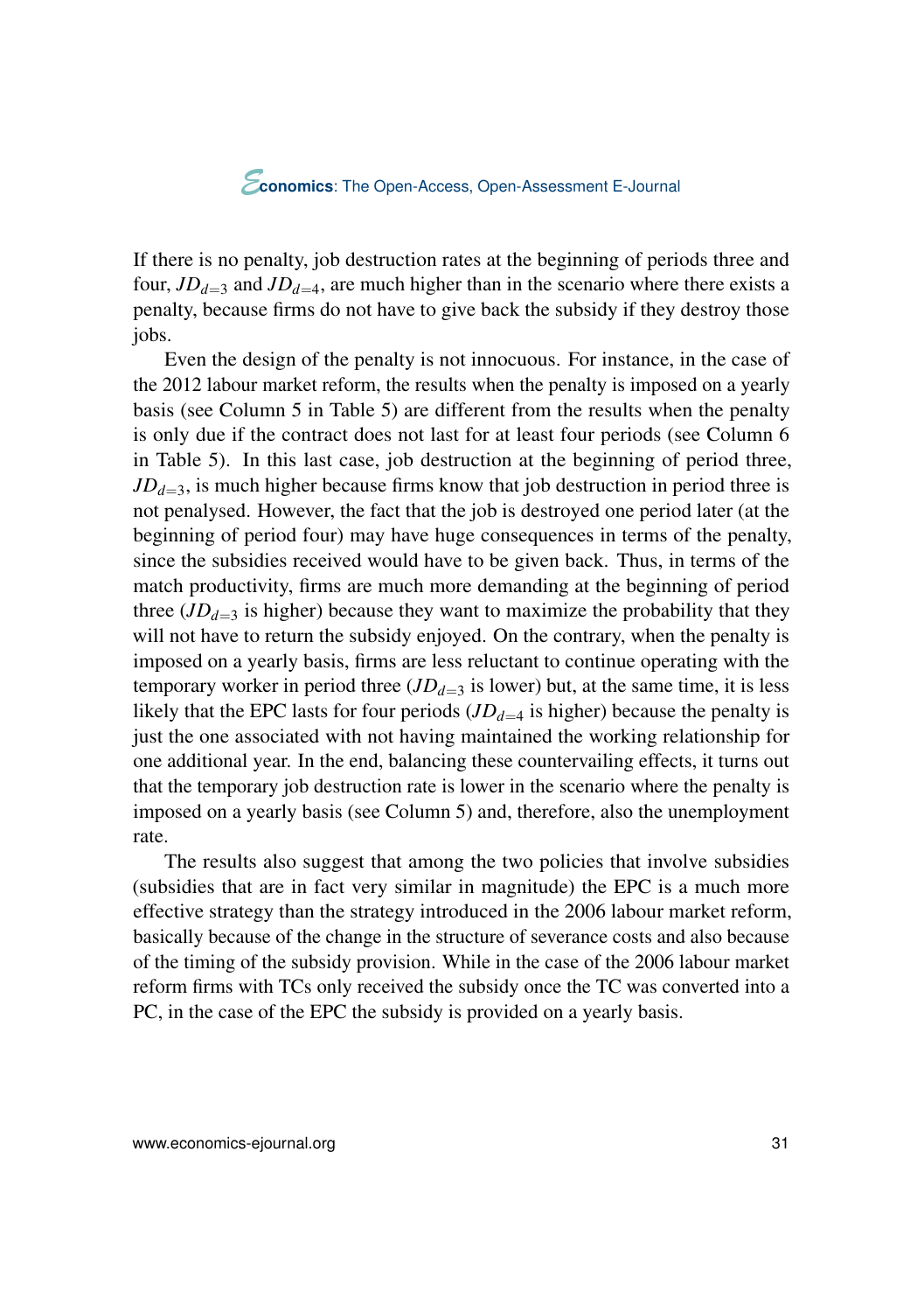If there is no penalty, job destruction rates at the beginning of periods three and four, $JD_{d=3}$ and $JD_{d=4}$, are much higher than in the scenario where there exists a penalty, because firms do not have to give back the subsidy if they destroy those jobs.

Even the design of the penalty is not innocuous. For instance, in the case of the 2012 labour market reform, the results when the penalty is imposed on a yearly basis (see Column 5 in Table 5) are different from the results when the penalty is only due if the contract does not last for at least four periods (see Column 6 in Table 5). In this last case, job destruction at the beginning of period three, $JD_{d=3}$, is much higher because firms know that job destruction in period three is not penalysed. However, the fact that the job is destroyed one period later (at the beginning of period four) may have huge consequences in terms of the penalty, since the subsidies received would have to be given back. Thus, in terms of the match productivity, firms are much more demanding at the beginning of period three ($JD_{d=3}$ is higher) because they want to maximize the probability that they will not have to return the subsidy enjoyed. On the contrary, when the penalty is imposed on a yearly basis, firms are less reluctant to continue operating with the temporary worker in period three ($JD_{d=3}$ is lower) but, at the same time, it is less likely that the EPC lasts for four periods ($JD_{d=4}$ is higher) because the penalty is just the one associated with not having maintained the working relationship for one additional year. In the end, balancing these countervailing effects, it turns out that the temporary job destruction rate is lower in the scenario where the penalty is imposed on a yearly basis (see Column 5) and, therefore, also the unemployment rate.

The results also suggest that among the two policies that involve subsidies (subsidies that are in fact very similar in magnitude) the EPC is a much more effective strategy than the strategy introduced in the 2006 labour market reform, basically because of the change in the structure of severance costs and also because of the timing of the subsidy provision. While in the case of the 2006 labour market reform firms with TCs only received the subsidy once the TC was converted into a PC, in the case of the EPC the subsidy is provided on a yearly basis.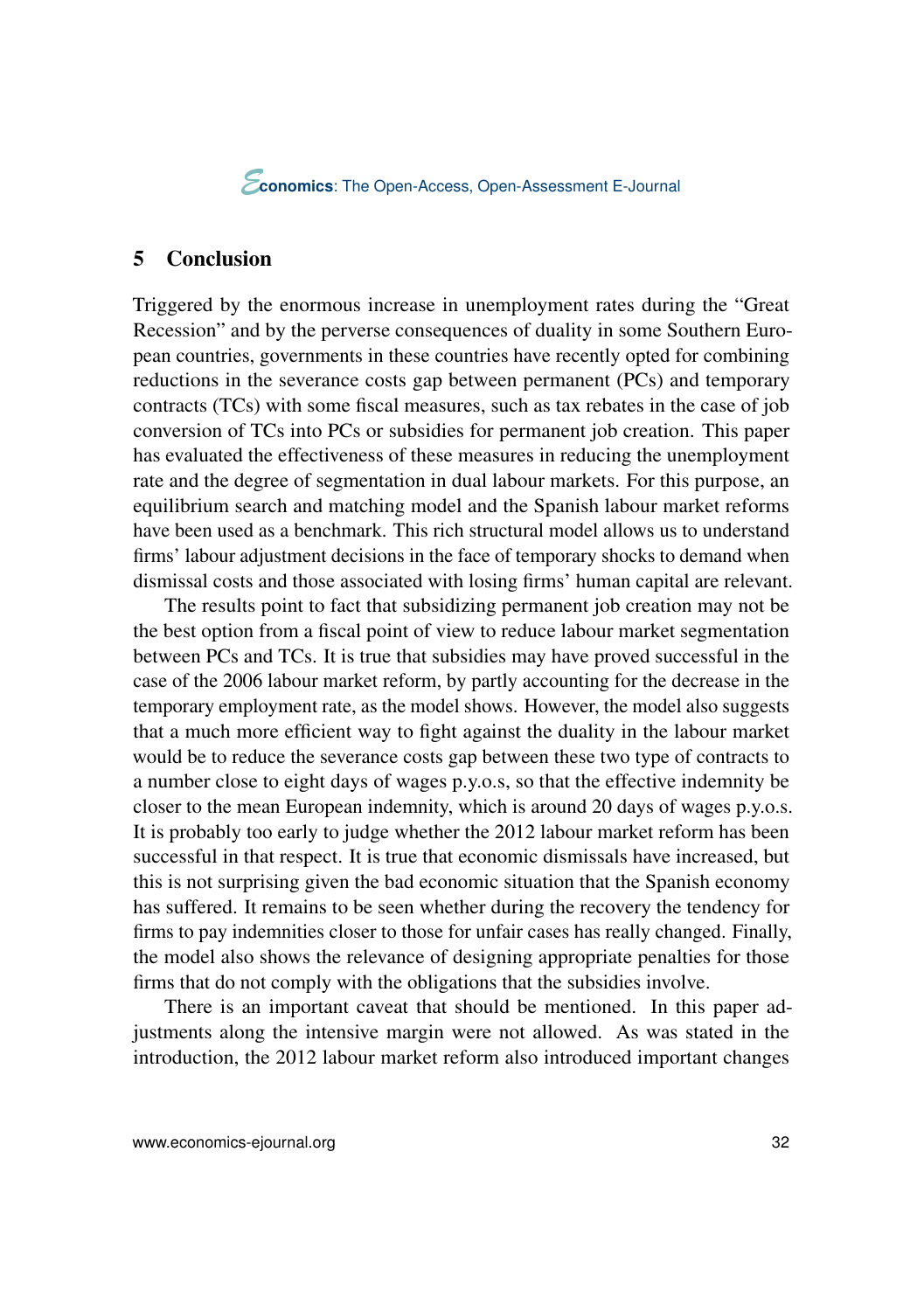## 5 Conclusion

Triggered by the enormous increase in unemployment rates during the "Great Recession" and by the perverse consequences of duality in some Southern European countries, governments in these countries have recently opted for combining reductions in the severance costs gap between permanent (PCs) and temporary contracts (TCs) with some fiscal measures, such as tax rebates in the case of job conversion of TCs into PCs or subsidies for permanent job creation. This paper has evaluated the effectiveness of these measures in reducing the unemployment rate and the degree of segmentation in dual labour markets. For this purpose, an equilibrium search and matching model and the Spanish labour market reforms have been used as a benchmark. This rich structural model allows us to understand firms' labour adjustment decisions in the face of temporary shocks to demand when dismissal costs and those associated with losing firms' human capital are relevant.

The results point to fact that subsidizing permanent job creation may not be the best option from a fiscal point of view to reduce labour market segmentation between PCs and TCs. It is true that subsidies may have proved successful in the case of the 2006 labour market reform, by partly accounting for the decrease in the temporary employment rate, as the model shows. However, the model also suggests that a much more efficient way to fight against the duality in the labour market would be to reduce the severance costs gap between these two type of contracts to a number close to eight days of wages p.y.o.s, so that the effective indemnity be closer to the mean European indemnity, which is around 20 days of wages p.y.o.s. It is probably too early to judge whether the 2012 labour market reform has been successful in that respect. It is true that economic dismissals have increased, but this is not surprising given the bad economic situation that the Spanish economy has suffered. It remains to be seen whether during the recovery the tendency for firms to pay indemnities closer to those for unfair cases has really changed. Finally, the model also shows the relevance of designing appropriate penalties for those firms that do not comply with the obligations that the subsidies involve.

There is an important caveat that should be mentioned. In this paper adjustments along the intensive margin were not allowed. As was stated in the introduction, the 2012 labour market reform also introduced important changes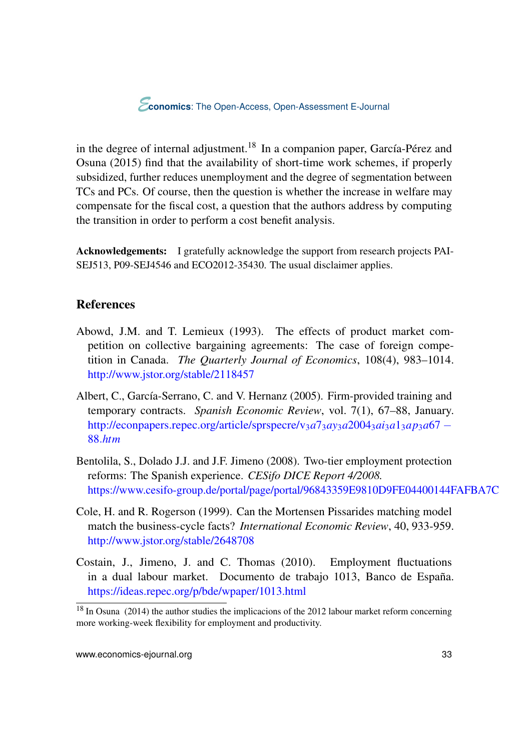in the degree of internal adjustment.[18] In a companion paper, García-Pérez and Osuna (2015) find that the availability of short-time work schemes, if properly subsidized, further reduces unemployment and the degree of segmentation between TCs and PCs. Of course, then the question is whether the increase in welfare may compensate for the fiscal cost, a question that the authors address by computing the transition in order to perform a cost benefit analysis.

**Acknowledgements:** I gratefully acknowledge the support from research projects PAI-SEJ513, P09-SEJ4546 and ECO2012-35430. The usual disclaimer applies.

## References

Abowd, J.M. and T. Lemieux (1993). The effects of product market competition on collective bargaining agreements: The case of foreign competition in Canada. *The Quarterly Journal of Economics*, 108(4), 983–1014. http://www.jstor.org/stable/2118457

Albert, C., García-Serrano, C. and V. Hernanz (2005). Firm-provided training and temporary contracts. *Spanish Economic Review*, vol. 7(1), 67–88, January. http://econpapers.repec.org/article/sprspecre/v_3a7_3ay_3a2004_3ai_3a1_3ap_3a67–88.htm

Bentolila, S., Dolado J.J. and J.F. Jimeno (2008). Two-tier employment protection reforms: The Spanish experience. *CESifo DICE Report 4/2008.* https://www.cesifo-group.de/portal/page/portal/96843359E9810D9FE04400144FAFBA7C

Cole, H. and R. Rogerson (1999). Can the Mortensen Pissarides matching model match the business-cycle facts? *International Economic Review*, 40, 933-959. http://www.jstor.org/stable/2648708

Costain, J., Jimeno, J. and C. Thomas (2010). Employment fluctuations in a dual labour market. Documento de trabajo 1013, Banco de España. https://ideas.repec.org/p/bde/wpaper/1013.html

[18] In Osuna (2014) the author studies the implicacions of the 2012 labour market reform concerning more working-week flexibility for employment and productivity.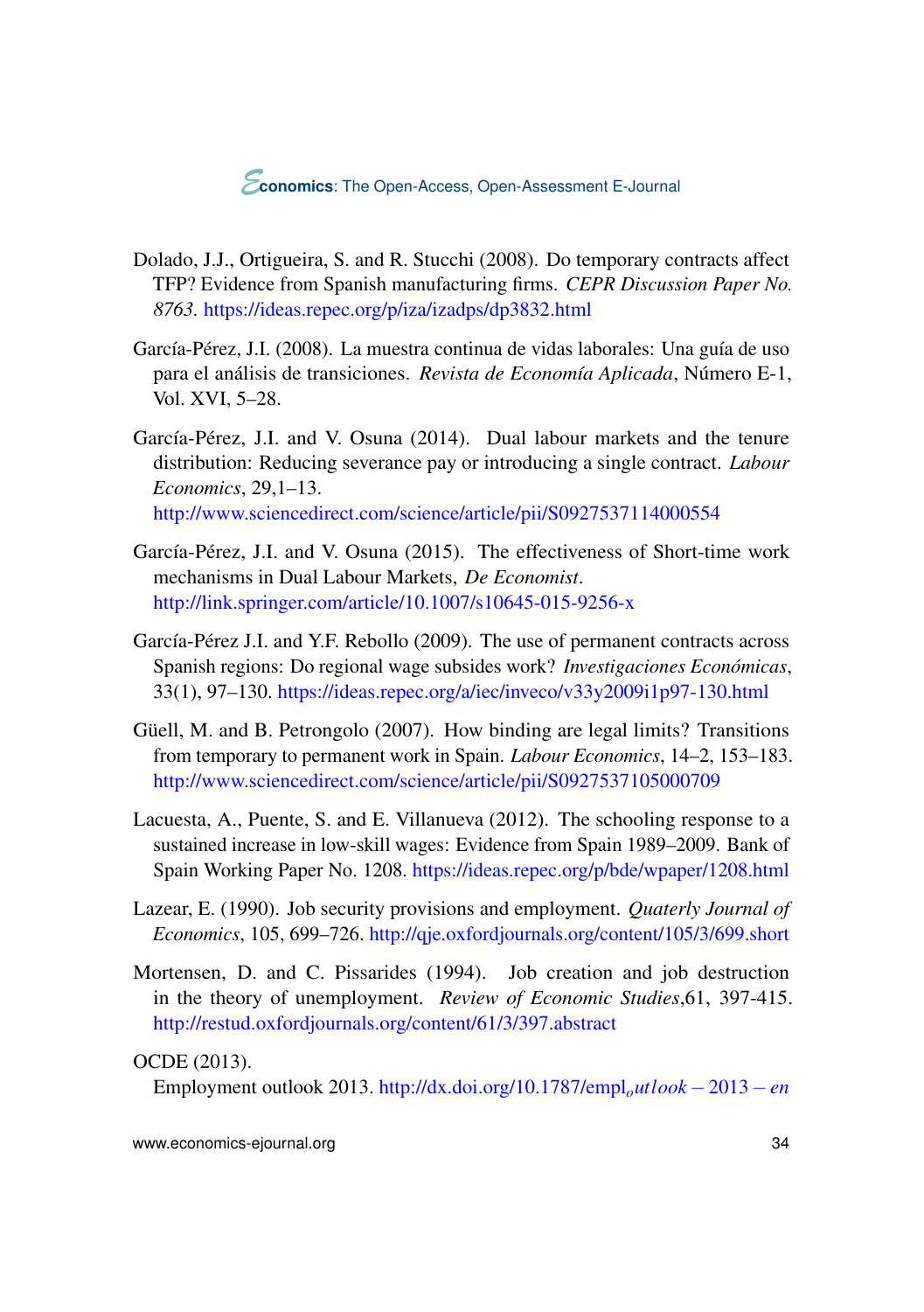Dolado, J.J., Ortigueira, S. and R. Stucchi (2008). Do temporary contracts affect TFP? Evidence from Spanish manufacturing firms. *CEPR Discussion Paper No. 8763*. https://ideas.repec.org/p/iza/izadps/dp3832.html

García-Pérez, J.I. (2008). La muestra continua de vidas laborales: Una guía de uso para el análisis de transiciones. *Revista de Economía Aplicada*, Número E-1, Vol. XVI, 5–28.

García-Pérez, J.I. and V. Osuna (2014). Dual labour markets and the tenure distribution: Reducing severance pay or introducing a single contract. *Labour Economics*, 29,1–13.
http://www.sciencedirect.com/science/article/pii/S0927537114000554

García-Pérez, J.I. and V. Osuna (2015). The effectiveness of Short-time work mechanisms in Dual Labour Markets, *De Economist*.
http://link.springer.com/article/10.1007/s10645-015-9256-x

García-Pérez J.I. and Y.F. Rebollo (2009). The use of permanent contracts across Spanish regions: Do regional wage subsides work? *Investigaciones Económicas*, 33(1), 97–130. https://ideas.repec.org/a/iec/inveco/v33y2009i1p97-130.html

Güell, M. and B. Petrongolo (2007). How binding are legal limits? Transitions from temporary to permanent work in Spain. *Labour Economics*, 14–2, 153–183.
http://www.sciencedirect.com/science/article/pii/S0927537105000709

Lacuesta, A., Puente, S. and E. Villanueva (2012). The schooling response to a sustained increase in low-skill wages: Evidence from Spain 1989–2009. Bank of Spain Working Paper No. 1208. https://ideas.repec.org/p/bde/wpaper/1208.html

Lazear, E. (1990). Job security provisions and employment. *Quaterly Journal of Economics*, 105, 699–726. http://qje.oxfordjournals.org/content/105/3/699.short

Mortensen, D. and C. Pissarides (1994). Job creation and job destruction in the theory of unemployment. *Review of Economic Studies*,61, 397-415.
http://restud.oxfordjournals.org/content/61/3/397.abstract

OCDE (2013).
Employment outlook 2013. http://dx.doi.org/10.1787/empl_outlook-2013-en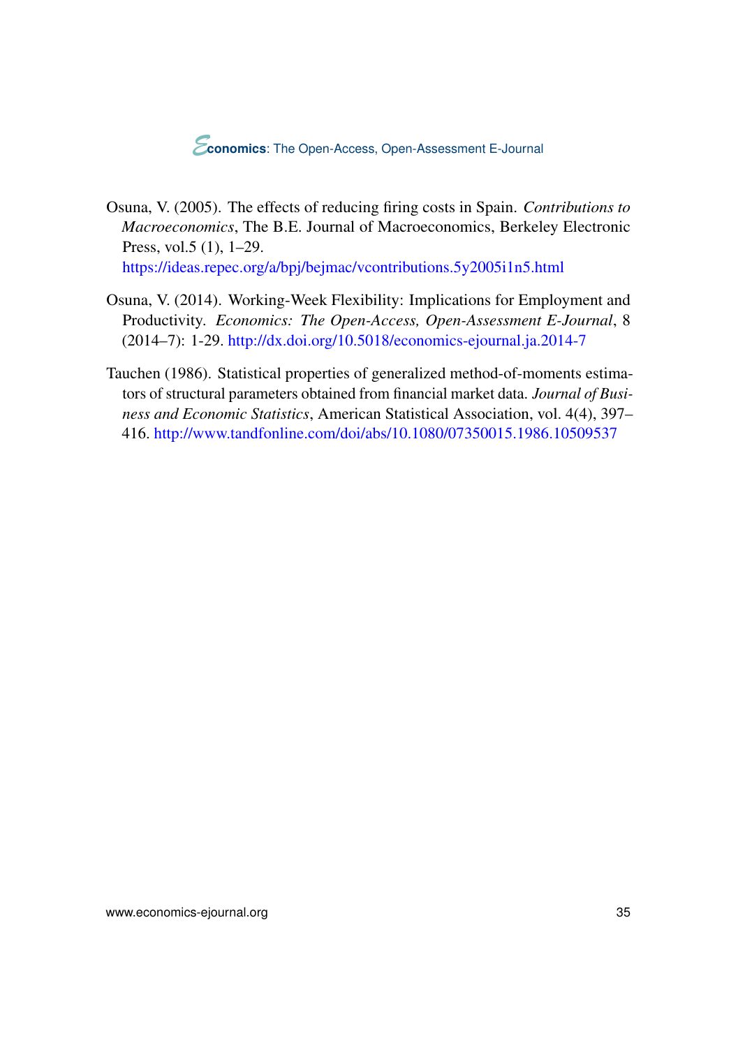Osuna, V. (2005). The effects of reducing firing costs in Spain. *Contributions to Macroeconomics*, The B.E. Journal of Macroeconomics, Berkeley Electronic Press, vol.5 (1), 1–29. https://ideas.repec.org/a/bpj/bejmac/vcontributions.5y2005i1n5.html

Osuna, V. (2014). Working-Week Flexibility: Implications for Employment and Productivity. *Economics: The Open-Access, Open-Assessment E-Journal*, 8 (2014–7): 1-29. http://dx.doi.org/10.5018/economics-ejournal.ja.2014-7

Tauchen (1986). Statistical properties of generalized method-of-moments estimators of structural parameters obtained from financial market data. *Journal of Business and Economic Statistics*, American Statistical Association, vol. 4(4), 397–416. http://www.tandfonline.com/doi/abs/10.1080/07350015.1986.10509537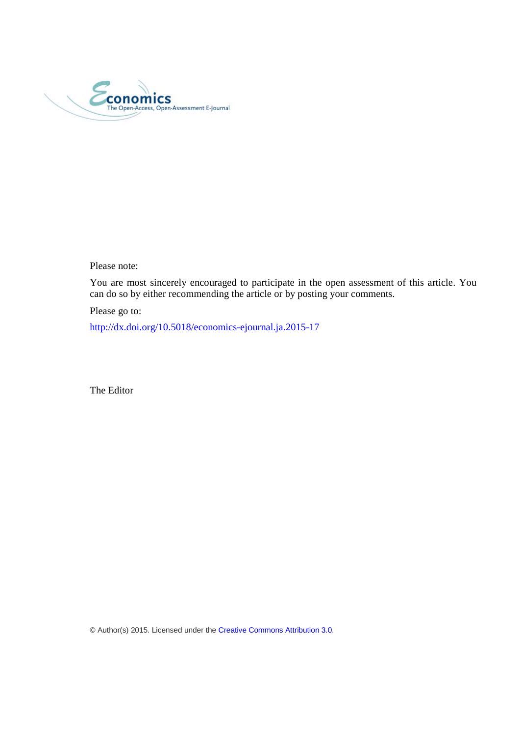Please note:

You are most sincerely encouraged to participate in the open assessment of this article. You can do so by either recommending the article or by posting your comments.

Please go to:

http://dx.doi.org/10.5018/economics-ejournal.ja.2015-17

The Editor

© Author(s) 2015. Licensed under the Creative Commons Attribution 3.0.